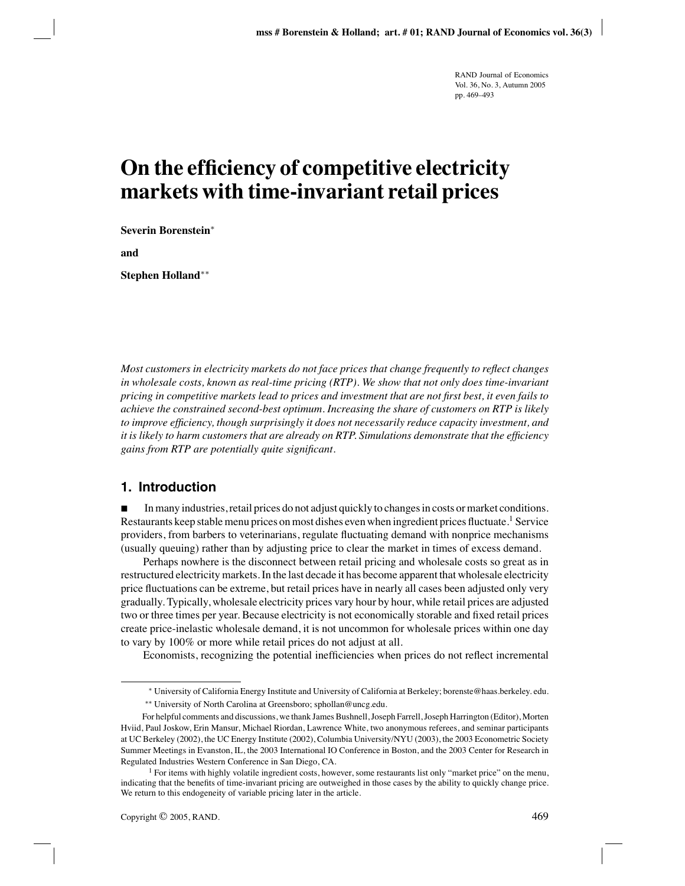# On the efficiency of competitive electricity markets with time-invariant retail prices

**Severin Borenstein***

**and**

**Stephen Holland****

*Most customers in electricity markets do not face prices that change frequently to reflect changes in wholesale costs, known as real-time pricing (RTP). We show that not only does time-invariant pricing in competitive markets lead to prices and investment that are not first best, it even fails to achieve the constrained second-best optimum. Increasing the share of customers on RTP is likely to improve efficiency, though surprisingly it does not necessarily reduce capacity investment, and it is likely to harm customers that are already on RTP. Simulations demonstrate that the efficiency gains from RTP are potentially quite significant.*

## 1. Introduction

■ In many industries, retail prices do not adjust quickly to changes in costs or market conditions. Restaurants keep stable menu prices on most dishes even when ingredient prices fluctuate.[1] Service providers, from barbers to veterinarians, regulate fluctuating demand with nonprice mechanisms (usually queuing) rather than by adjusting price to clear the market in times of excess demand.

Perhaps nowhere is the disconnect between retail pricing and wholesale costs so great as in restructured electricity markets. In the last decade it has become apparent that wholesale electricity price fluctuations can be extreme, but retail prices have in nearly all cases been adjusted only very gradually. Typically, wholesale electricity prices vary hour by hour, while retail prices are adjusted two or three times per year. Because electricity is not economically storable and fixed retail prices create price-inelastic wholesale demand, it is not uncommon for wholesale prices within one day to vary by 100% or more while retail prices do not adjust at all.

Economists, recognizing the potential inefficiencies when prices do not reflect incremental

---

* University of California Energy Institute and University of California at Berkeley; borenste@haas.berkeley.edu.

** University of North Carolina at Greensboro; sphollan@uncg.edu.

For helpful comments and discussions, we thank James Bushnell, Joseph Farrell, Joseph Harrington (Editor), Morten Hviid, Paul Joskow, Erin Mansur, Michael Riordan, Lawrence White, two anonymous referees, and seminar participants at UC Berkeley (2002), the UC Energy Institute (2002), Columbia University/NYU (2003), the 2003 Econometric Society Summer Meetings in Evanston, IL, the 2003 International IO Conference in Boston, and the 2003 Center for Research in Regulated Industries Western Conference in San Diego, CA.

[1] For items with highly volatile ingredient costs, however, some restaurants list only "market price" on the menu, indicating that the benefits of time-invariant pricing are outweighed in those cases by the ability to quickly change price. We return to this endogeneity of variable pricing later in the article.

Copyright © 2005, RAND.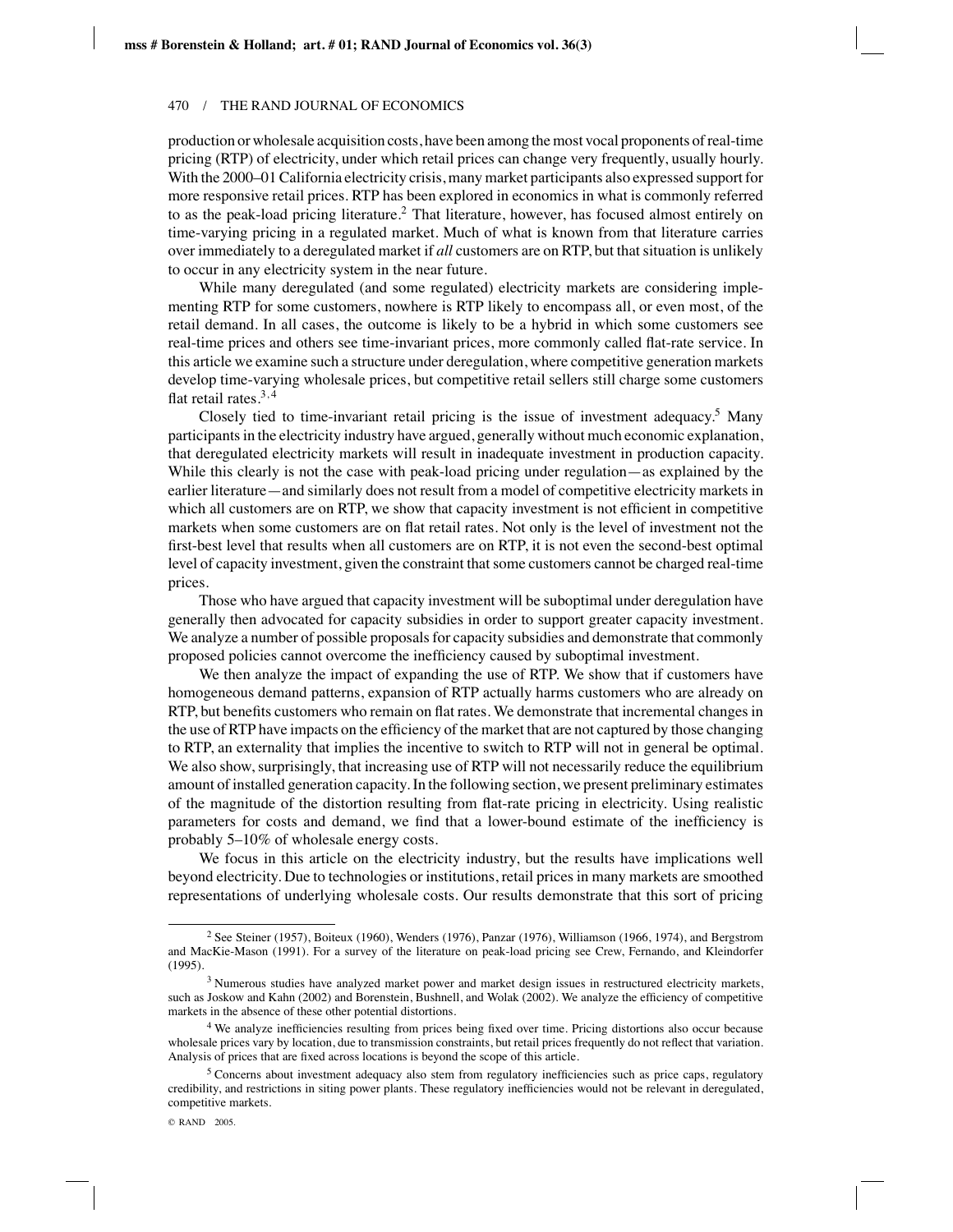production or wholesale acquisition costs, have been among the most vocal proponents of real-time pricing (RTP) of electricity, under which retail prices can change very frequently, usually hourly. With the 2000–01 California electricity crisis, many market participants also expressed support for more responsive retail prices. RTP has been explored in economics in what is commonly referred to as the peak-load pricing literature.[2] That literature, however, has focused almost entirely on time-varying pricing in a regulated market. Much of what is known from that literature carries over immediately to a deregulated market if *all* customers are on RTP, but that situation is unlikely to occur in any electricity system in the near future.

While many deregulated (and some regulated) electricity markets are considering implementing RTP for some customers, nowhere is RTP likely to encompass all, or even most, of the retail demand. In all cases, the outcome is likely to be a hybrid in which some customers see real-time prices and others see time-invariant prices, more commonly called flat-rate service. In this article we examine such a structure under deregulation, where competitive generation markets develop time-varying wholesale prices, but competitive retail sellers still charge some customers flat retail rates.[3,4]

Closely tied to time-invariant retail pricing is the issue of investment adequacy.[5] Many participants in the electricity industry have argued, generally without much economic explanation, that deregulated electricity markets will result in inadequate investment in production capacity. While this clearly is not the case with peak-load pricing under regulation—as explained by the earlier literature—and similarly does not result from a model of competitive electricity markets in which all customers are on RTP, we show that capacity investment is not efficient in competitive markets when some customers are on flat retail rates. Not only is the level of investment not the first-best level that results when all customers are on RTP, it is not even the second-best optimal level of capacity investment, given the constraint that some customers cannot be charged real-time prices.

Those who have argued that capacity investment will be suboptimal under deregulation have generally then advocated for capacity subsidies in order to support greater capacity investment. We analyze a number of possible proposals for capacity subsidies and demonstrate that commonly proposed policies cannot overcome the inefficiency caused by suboptimal investment.

We then analyze the impact of expanding the use of RTP. We show that if customers have homogeneous demand patterns, expansion of RTP actually harms customers who are already on RTP, but benefits customers who remain on flat rates. We demonstrate that incremental changes in the use of RTP have impacts on the efficiency of the market that are not captured by those changing to RTP, an externality that implies the incentive to switch to RTP will not in general be optimal. We also show, surprisingly, that increasing use of RTP will not necessarily reduce the equilibrium amount of installed generation capacity. In the following section, we present preliminary estimates of the magnitude of the distortion resulting from flat-rate pricing in electricity. Using realistic parameters for costs and demand, we find that a lower-bound estimate of the inefficiency is probably 5–10% of wholesale energy costs.

We focus in this article on the electricity industry, but the results have implications well beyond electricity. Due to technologies or institutions, retail prices in many markets are smoothed representations of underlying wholesale costs. Our results demonstrate that this sort of pricing

[2] See Steiner (1957), Boiteux (1960), Wenders (1976), Panzar (1976), Williamson (1966, 1974), and Bergstrom and MacKie-Mason (1991). For a survey of the literature on peak-load pricing see Crew, Fernando, and Kleindorfer (1995).

[3] Numerous studies have analyzed market power and market design issues in restructured electricity markets, such as Joskow and Kahn (2002) and Borenstein, Bushnell, and Wolak (2002). We analyze the efficiency of competitive markets in the absence of these other potential distortions.

[4] We analyze inefficiencies resulting from prices being fixed over time. Pricing distortions also occur because wholesale prices vary by location, due to transmission constraints, but retail prices frequently do not reflect that variation. Analysis of prices that are fixed across locations is beyond the scope of this article.

[5] Concerns about investment adequacy also stem from regulatory inefficiencies such as price caps, regulatory credibility, and restrictions in siting power plants. These regulatory inefficiencies would not be relevant in deregulated, competitive markets.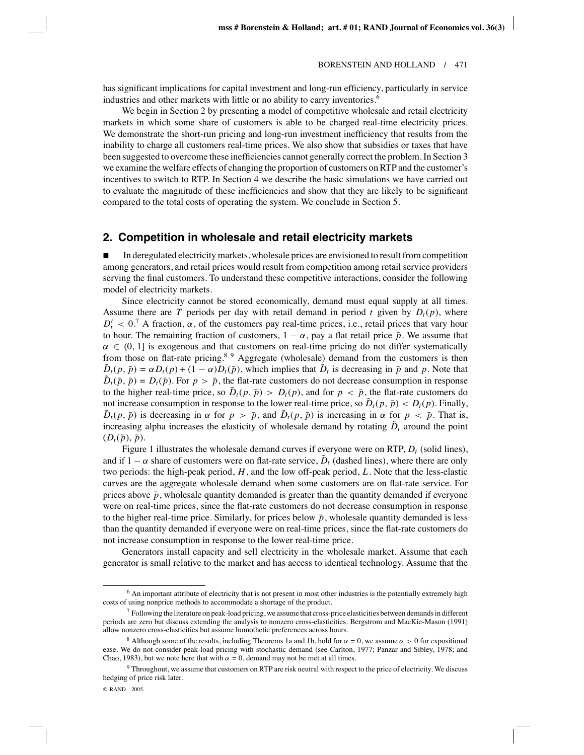has significant implications for capital investment and long-run efficiency, particularly in service industries and other markets with little or no ability to carry inventories.[6]

We begin in Section 2 by presenting a model of competitive wholesale and retail electricity markets in which some share of customers is able to be charged real-time electricity prices. We demonstrate the short-run pricing and long-run investment inefficiency that results from the inability to charge all customers real-time prices. We also show that subsidies or taxes that have been suggested to overcome these inefficiencies cannot generally correct the problem. In Section 3 we examine the welfare effects of changing the proportion of customers on RTP and the customer's incentives to switch to RTP. In Section 4 we describe the basic simulations we have carried out to evaluate the magnitude of these inefficiencies and show that they are likely to be significant compared to the total costs of operating the system. We conclude in Section 5.

## 2. Competition in wholesale and retail electricity markets

■ In deregulated electricity markets, wholesale prices are envisioned to result from competition among generators, and retail prices would result from competition among retail service providers serving the final customers. To understand these competitive interactions, consider the following model of electricity markets.

Since electricity cannot be stored economically, demand must equal supply at all times. Assume there are $T$ periods per day with retail demand in period $t$ given by $D_t(p)$, where $D_t' < 0$.[7] A fraction, $\alpha$, of the customers pay real-time prices, i.e., retail prices that vary hour to hour. The remaining fraction of customers, $1 - \alpha$, pay a flat retail price $\bar{p}$. We assume that $\alpha \in (0, 1]$ is exogenous and that customers on real-time pricing do not differ systematically from those on flat-rate pricing.[8,9] Aggregate (wholesale) demand from the customers is then $\tilde{D}_t(p, \bar{p}) = \alpha D_t(p) + (1 - \alpha)D_t(\bar{p})$, which implies that $\tilde{D}_t$ is decreasing in $\bar{p}$ and $p$. Note that $\tilde{D}_t(\bar{p}, \bar{p}) = D_t(\bar{p})$. For $p > \bar{p}$, the flat-rate customers do not decrease consumption in response to the higher real-time price, so $\tilde{D}_t(p, \bar{p}) > D_t(p)$, and for $p < \bar{p}$, the flat-rate customers do not increase consumption in response to the lower real-time price, so $\tilde{D}_t(p, \bar{p}) < D_t(p)$. Finally, $\tilde{D}_t(p, \bar{p})$ is decreasing in $\alpha$ for $p > \bar{p}$, and $\tilde{D}_t(p, \bar{p})$ is increasing in $\alpha$ for $p < \bar{p}$. That is, increasing alpha increases the elasticity of wholesale demand by rotating $\tilde{D}_t$ around the point $(D_t(\bar{p}), \bar{p})$.

Figure 1 illustrates the wholesale demand curves if everyone were on RTP, $D_t$ (solid lines), and if $1 - \alpha$ share of customers were on flat-rate service, $\tilde{D}_t$ (dashed lines), where there are only two periods: the high-peak period, $H$, and the low off-peak period, $L$. Note that the less-elastic curves are the aggregate wholesale demand when some customers are on flat-rate service. For prices above $\bar{p}$, wholesale quantity demanded is greater than the quantity demanded if everyone were on real-time prices, since the flat-rate customers do not decrease consumption in response to the higher real-time price. Similarly, for prices below $\bar{p}$, wholesale quantity demanded is less than the quantity demanded if everyone were on real-time prices, since the flat-rate customers do not increase consumption in response to the lower real-time price.

Generators install capacity and sell electricity in the wholesale market. Assume that each generator is small relative to the market and has access to identical technology. Assume that the

---

[6] An important attribute of electricity that is not present in most other industries is the potentially extremely high costs of using nonprice methods to accommodate a shortage of the product.

[7] Following the literature on peak-load pricing, we assume that cross-price elasticities between demands in different periods are zero but discuss extending the analysis to nonzero cross-elasticities. Bergstrom and MacKie-Mason (1991) allow nonzero cross-elasticities but assume homothetic preferences across hours.

[8] Although some of the results, including Theorems 1a and 1b, hold for $\alpha = 0$, we assume $\alpha > 0$ for expositional ease. We do not consider peak-load pricing with stochastic demand (see Carlton, 1977; Panzar and Sibley, 1978; and Chao, 1983), but we note here that with $\alpha = 0$, demand may not be met at all times.

[9] Throughout, we assume that customers on RTP are risk neutral with respect to the price of electricity. We discuss hedging of price risk later.

© RAND 2005.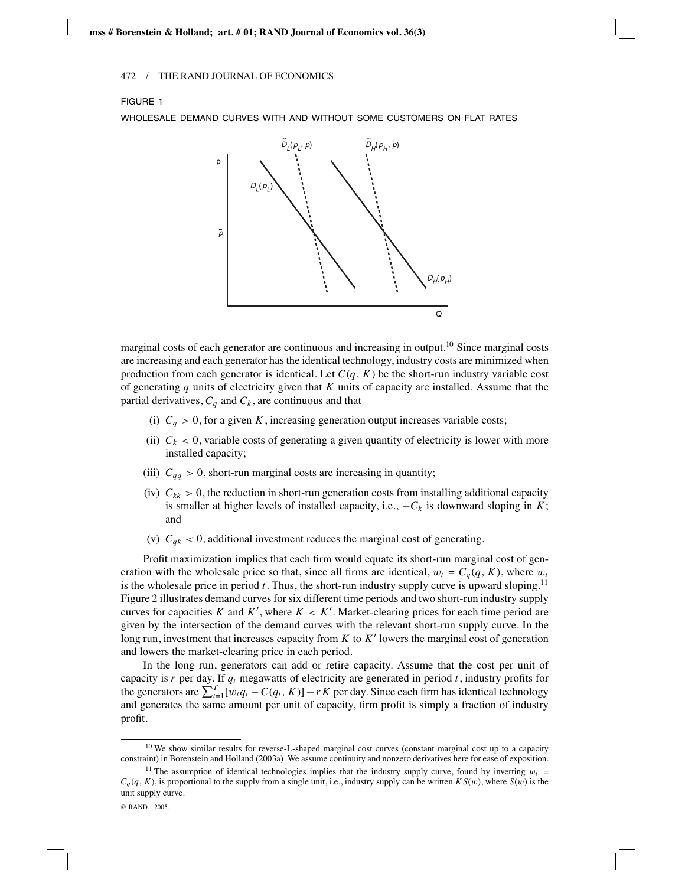FIGURE 1

WHOLESALE DEMAND CURVES WITH AND WITHOUT SOME CUSTOMERS ON FLAT RATES

marginal costs of each generator are continuous and increasing in output.[10] Since marginal costs are increasing and each generator has the identical technology, industry costs are minimized when production from each generator is identical. Let $C(q, K)$ be the short-run industry variable cost of generating $q$ units of electricity given that $K$ units of capacity are installed. Assume that the partial derivatives, $C_q$ and $C_k$, are continuous and that

(i) $C_q > 0$, for a given $K$, increasing generation output increases variable costs;

(ii) $C_k < 0$, variable costs of generating a given quantity of electricity is lower with more installed capacity;

(iii) $C_{qq} > 0$, short-run marginal costs are increasing in quantity;

(iv) $C_{kk} > 0$, the reduction in short-run generation costs from installing additional capacity is smaller at higher levels of installed capacity, i.e., $-C_k$ is downward sloping in $K$; and

(v) $C_{qk} < 0$, additional investment reduces the marginal cost of generating.

Profit maximization implies that each firm would equate its short-run marginal cost of generation with the wholesale price so that, since all firms are identical, $w_t = C_q(q, K)$, where $w_t$ is the wholesale price in period $t$. Thus, the short-run industry supply curve is upward sloping.[11] Figure 2 illustrates demand curves for six different time periods and two short-run industry supply curves for capacities $K$ and $K'$, where $K < K'$. Market-clearing prices for each time period are given by the intersection of the demand curves with the relevant short-run supply curve. In the long run, investment that increases capacity from $K$ to $K'$ lowers the marginal cost of generation and lowers the market-clearing price in each period.

In the long run, generators can add or retire capacity. Assume that the cost per unit of capacity is $r$ per day. If $q_t$ megawatts of electricity are generated in period $t$, industry profits for the generators are $\sum_{t=1}^{T}[w_t q_t - C(q_t, K)] - rK$ per day. Since each firm has identical technology and generates the same amount per unit of capacity, firm profit is simply a fraction of industry profit.

[10] We show similar results for reverse-L-shaped marginal cost curves (constant marginal cost up to a capacity constraint) in Borenstein and Holland (2003a). We assume continuity and nonzero derivatives here for ease of exposition.

[11] The assumption of identical technologies implies that the industry supply curve, found by inverting $w_t = C_q(q, K)$, is proportional to the supply from a single unit, i.e., industry supply can be written $KS(w)$, where $S(w)$ is the unit supply curve.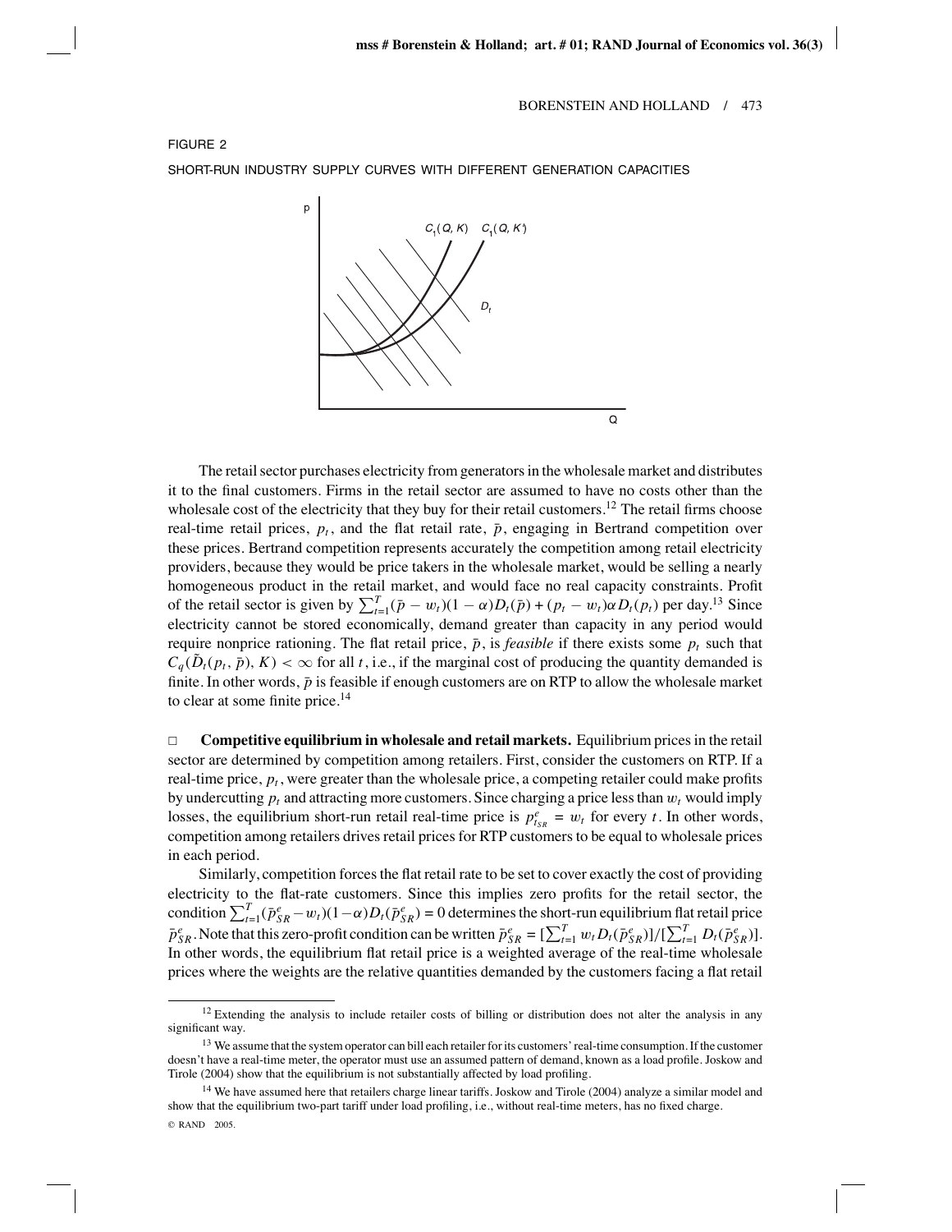FIGURE 2

SHORT-RUN INDUSTRY SUPPLY CURVES WITH DIFFERENT GENERATION CAPACITIES

The retail sector purchases electricity from generators in the wholesale market and distributes it to the final customers. Firms in the retail sector are assumed to have no costs other than the wholesale cost of the electricity that they buy for their retail customers.[12] The retail firms choose real-time retail prices, $p_t$, and the flat retail rate, $\bar{p}$, engaging in Bertrand competition over these prices. Bertrand competition represents accurately the competition among retail electricity providers, because they would be price takers in the wholesale market, would be selling a nearly homogeneous product in the retail market, and would face no real capacity constraints. Profit of the retail sector is given by $\sum_{t=1}^{T}(\bar{p} - w_t)(1 - \alpha)D_t(\bar{p}) + (p_t - w_t)\alpha D_t(p_t)$ per day.[13] Since electricity cannot be stored economically, demand greater than capacity in any period would require nonprice rationing. The flat retail price, $\bar{p}$, is *feasible* if there exists some $p_t$ such that $C_q(\tilde{D}_t(p_t, \bar{p}), K) < \infty$ for all $t$, i.e., if the marginal cost of producing the quantity demanded is finite. In other words, $\bar{p}$ is feasible if enough customers are on RTP to allow the wholesale market to clear at some finite price.[14]

□ **Competitive equilibrium in wholesale and retail markets.** Equilibrium prices in the retail sector are determined by competition among retailers. First, consider the customers on RTP. If a real-time price, $p_t$, were greater than the wholesale price, a competing retailer could make profits by undercutting $p_t$ and attracting more customers. Since charging a price less than $w_t$ would imply losses, the equilibrium short-run retail real-time price is $p^e_{t_{SR}} = w_t$ for every $t$. In other words, competition among retailers drives retail prices for RTP customers to be equal to wholesale prices in each period.

Similarly, competition forces the flat retail rate to be set to cover exactly the cost of providing electricity to the flat-rate customers. Since this implies zero profits for the retail sector, the condition $\sum_{t=1}^{T}(\bar{p}^e_{SR} - w_t)(1-\alpha)D_t(\bar{p}^e_{SR}) = 0$ determines the short-run equilibrium flat retail price $\bar{p}^e_{SR}$. Note that this zero-profit condition can be written $\bar{p}^e_{SR} = [\sum_{t=1}^{T} w_t D_t(\bar{p}^e_{SR})]/[\sum_{t=1}^{T} D_t(\bar{p}^e_{SR})]$. In other words, the equilibrium flat retail price is a weighted average of the real-time wholesale prices where the weights are the relative quantities demanded by the customers facing a flat retail

[12] Extending the analysis to include retailer costs of billing or distribution does not alter the analysis in any significant way.

[13] We assume that the system operator can bill each retailer for its customers' real-time consumption. If the customer doesn't have a real-time meter, the operator must use an assumed pattern of demand, known as a load profile. Joskow and Tirole (2004) show that the equilibrium is not substantially affected by load profiling.

[14] We have assumed here that retailers charge linear tariffs. Joskow and Tirole (2004) analyze a similar model and show that the equilibrium two-part tariff under load profiling, i.e., without real-time meters, has no fixed charge.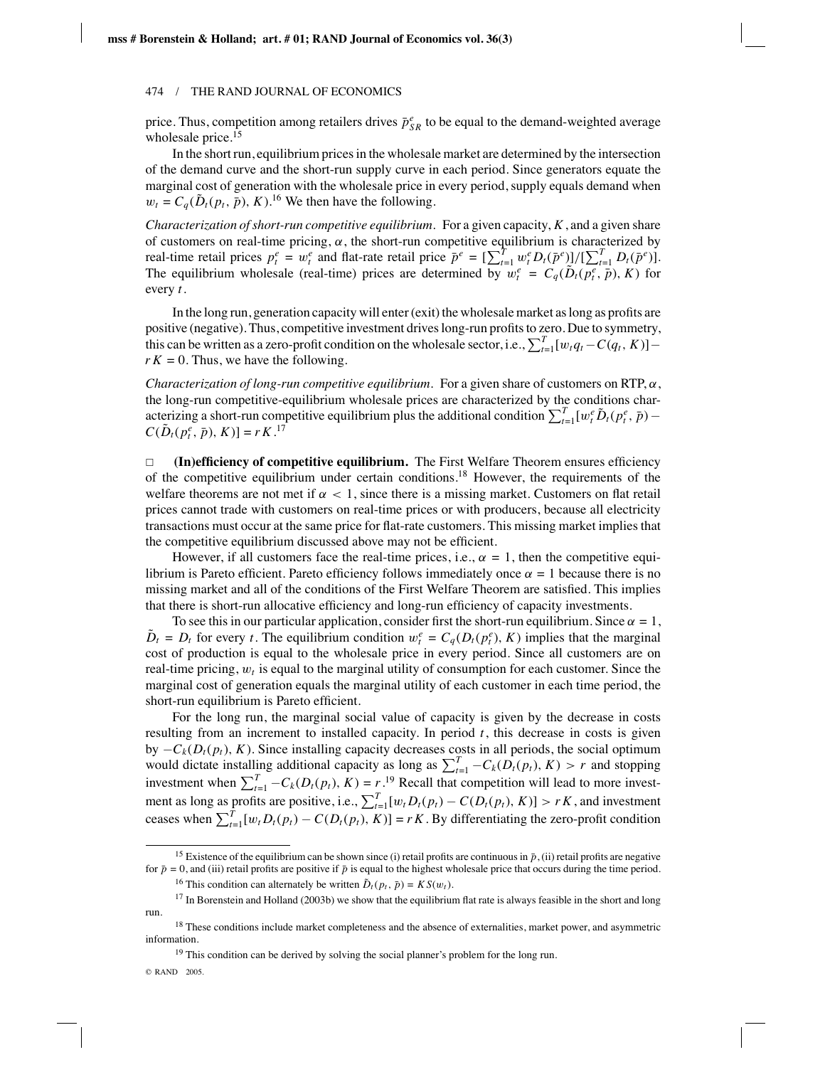price. Thus, competition among retailers drives $\bar{p}^e_{SR}$ to be equal to the demand-weighted average wholesale price.[15]

In the short run, equilibrium prices in the wholesale market are determined by the intersection of the demand curve and the short-run supply curve in each period. Since generators equate the marginal cost of generation with the wholesale price in every period, supply equals demand when $w_t = C_q(\tilde{D}_t(p_t, \bar{p}), K)$.[16] We then have the following.

*Characterization of short-run competitive equilibrium.* For a given capacity, $K$, and a given share of customers on real-time pricing, $\alpha$, the short-run competitive equilibrium is characterized by real-time retail prices $p^e_t = w^e_t$ and flat-rate retail price $\bar{p}^e = [\sum_{t=1}^T w^e_t D_t(\bar{p}^e)]/[\sum_{t=1}^T D_t(\bar{p}^e)]$. The equilibrium wholesale (real-time) prices are determined by $w^e_t = C_q(\tilde{D}_t(p^e_t, \bar{p}), K)$ for every $t$.

In the long run, generation capacity will enter (exit) the wholesale market as long as profits are positive (negative). Thus, competitive investment drives long-run profits to zero. Due to symmetry, this can be written as a zero-profit condition on the wholesale sector, i.e., $\sum_{t=1}^T [w_t q_t - C(q_t, K)] - rK = 0$. Thus, we have the following.

*Characterization of long-run competitive equilibrium.* For a given share of customers on RTP, $\alpha$, the long-run competitive-equilibrium wholesale prices are characterized by the conditions characterizing a short-run competitive equilibrium plus the additional condition $\sum_{t=1}^T [w^e_t \tilde{D}_t(p^e_t, \bar{p}) - C(\tilde{D}_t(p^e_t, \bar{p}), K)] = rK$.[17]

□ **(In)efficiency of competitive equilibrium.** The First Welfare Theorem ensures efficiency of the competitive equilibrium under certain conditions.[18] However, the requirements of the welfare theorems are not met if $\alpha < 1$, since there is a missing market. Customers on flat retail prices cannot trade with customers on real-time prices or with producers, because all electricity transactions must occur at the same price for flat-rate customers. This missing market implies that the competitive equilibrium discussed above may not be efficient.

However, if all customers face the real-time prices, i.e., $\alpha = 1$, then the competitive equilibrium is Pareto efficient. Pareto efficiency follows immediately once $\alpha = 1$ because there is no missing market and all of the conditions of the First Welfare Theorem are satisfied. This implies that there is short-run allocative efficiency and long-run efficiency of capacity investments.

To see this in our particular application, consider first the short-run equilibrium. Since $\alpha = 1$, $\tilde{D}_t = D_t$ for every $t$. The equilibrium condition $w^e_t = C_q(D_t(p^e_t), K)$ implies that the marginal cost of production is equal to the wholesale price in every period. Since all customers are on real-time pricing, $w_t$ is equal to the marginal utility of consumption for each customer. Since the marginal cost of generation equals the marginal utility of each customer in each time period, the short-run equilibrium is Pareto efficient.

For the long run, the marginal social value of capacity is given by the decrease in costs resulting from an increment to installed capacity. In period $t$, this decrease in costs is given by $-C_k(D_t(p_t), K)$. Since installing capacity decreases costs in all periods, the social optimum would dictate installing additional capacity as long as $\sum_{t=1}^T -C_k(D_t(p_t), K) > r$ and stopping investment when $\sum_{t=1}^T -C_k(D_t(p_t), K) = r$.[19] Recall that competition will lead to more investment as long as profits are positive, i.e., $\sum_{t=1}^T [w_t D_t(p_t) - C(D_t(p_t), K)] > rK$, and investment ceases when $\sum_{t=1}^T [w_t D_t(p_t) - C(D_t(p_t), K)] = rK$. By differentiating the zero-profit condition

[15] Existence of the equilibrium can be shown since (i) retail profits are continuous in $\bar{p}$, (ii) retail profits are negative for $\bar{p} = 0$, and (iii) retail profits are positive if $\bar{p}$ is equal to the highest wholesale price that occurs during the time period.

[16] This condition can alternately be written $\tilde{D}_t(p_t, \bar{p}) = KS(w_t)$.

[17] In Borenstein and Holland (2003b) we show that the equilibrium flat rate is always feasible in the short and long run.

[18] These conditions include market completeness and the absence of externalities, market power, and asymmetric information.

[19] This condition can be derived by solving the social planner's problem for the long run.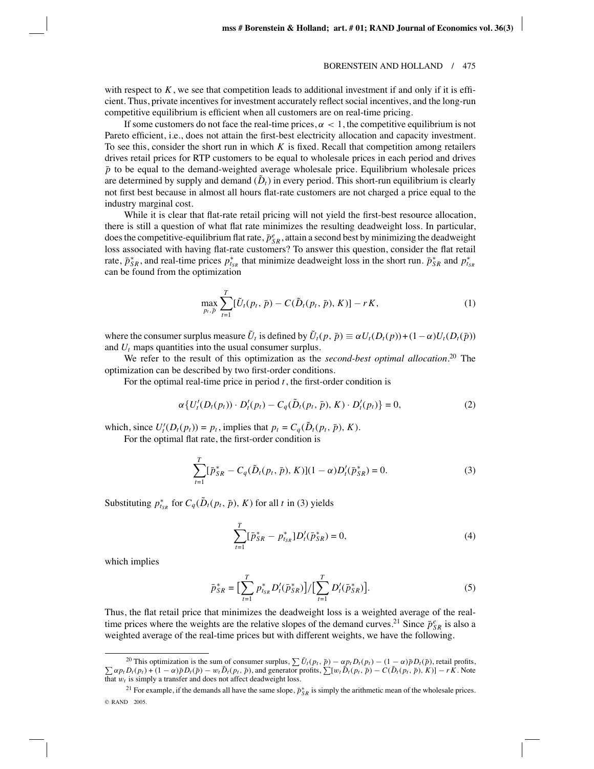with respect to $K$, we see that competition leads to additional investment if and only if it is efficient. Thus, private incentives for investment accurately reflect social incentives, and the long-run competitive equilibrium is efficient when all customers are on real-time pricing.

If some customers do not face the real-time prices, $\alpha < 1$, the competitive equilibrium is not Pareto efficient, i.e., does not attain the first-best electricity allocation and capacity investment. To see this, consider the short run in which $K$ is fixed. Recall that competition among retailers drives retail prices for RTP customers to be equal to wholesale prices in each period and drives $\bar{p}$ to be equal to the demand-weighted average wholesale price. Equilibrium wholesale prices are determined by supply and demand ($\tilde{D}_t$) in every period. This short-run equilibrium is clearly not first best because in almost all hours flat-rate customers are not charged a price equal to the industry marginal cost.

While it is clear that flat-rate retail pricing will not yield the first-best resource allocation, there is still a question of what flat rate minimizes the resulting deadweight loss. In particular, does the competitive-equilibrium flat rate, $\bar{p}^e_{SR}$, attain a second best by minimizing the deadweight loss associated with having flat-rate customers? To answer this question, consider the flat retail rate, $\bar{p}^*_{SR}$, and real-time prices $p^*_{t_{SR}}$ that minimize deadweight loss in the short run. $\bar{p}^*_{SR}$ and $p^*_{t_{SR}}$ can be found from the optimization

$$\max_{p_t, \bar{p}} \sum_{t=1}^{T} [\tilde{U}_t(p_t, \bar{p}) - C(\tilde{D}_t(p_t, \bar{p}), K)] - rK, \tag{1}$$

where the consumer surplus measure $\tilde{U}_t$ is defined by $\tilde{U}_t(p, \bar{p}) \equiv \alpha U_t(D_t(p)) + (1-\alpha)U_t(D_t(\bar{p}))$ and $U_t$ maps quantities into the usual consumer surplus.

We refer to the result of this optimization as the *second-best optimal allocation*.[20] The optimization can be described by two first-order conditions.

For the optimal real-time price in period $t$, the first-order condition is

$$\alpha\{U'_t(D_t(p_t)) \cdot D'_t(p_t) - C_q(\tilde{D}_t(p_t, \bar{p}), K) \cdot D'_t(p_t)\} = 0, \tag{2}$$

which, since $U'_t(D_t(p_t)) = p_t$, implies that $p_t = C_q(\tilde{D}_t(p_t, \bar{p}), K)$.

For the optimal flat rate, the first-order condition is

$$\sum_{t=1}^{T} [\bar{p}^*_{SR} - C_q(\tilde{D}_t(p_t, \bar{p}), K)](1-\alpha)D'_t(\bar{p}^*_{SR}) = 0. \tag{3}$$

Substituting $p^*_{t_{SR}}$ for $C_q(\tilde{D}_t(p_t, \bar{p}), K)$ for all $t$ in (3) yields

$$\sum_{t=1}^{T} [\bar{p}^*_{SR} - p^*_{t_{SR}}]D'_t(\bar{p}^*_{SR}) = 0, \tag{4}$$

which implies

$$\bar{p}^*_{SR} = \Big[\sum_{t=1}^{T} p^*_{t_{SR}} D'_t(\bar{p}^*_{SR})\Big] / \Big[\sum_{t=1}^{T} D'_t(\bar{p}^*_{SR})\Big]. \tag{5}$$

Thus, the flat retail price that minimizes the deadweight loss is a weighted average of the real-time prices where the weights are the relative slopes of the demand curves.[21] Since $\bar{p}^e_{SR}$ is also a weighted average of the real-time prices but with different weights, we have the following.

[20] This optimization is the sum of consumer surplus, $\sum \tilde{U}_t(p_t, \bar{p}) - \alpha p_t D_t(p_t) - (1-\alpha)\bar{p}D_t(\bar{p})$, retail profits, $\sum \alpha p_t D_t(p_t) + (1-\alpha)\bar{p}D_t(\bar{p}) - w_t\tilde{D}_t(p_t, \bar{p})$, and generator profits, $\sum[w_t\tilde{D}_t(p_t, \bar{p}) - C(\tilde{D}_t(p_t, \bar{p}), K)] - rK$. Note that $w_t$ is simply a transfer and does not affect deadweight loss.

[21] For example, if the demands all have the same slope, $\bar{p}^*_{SR}$ is simply the arithmetic mean of the wholesale prices.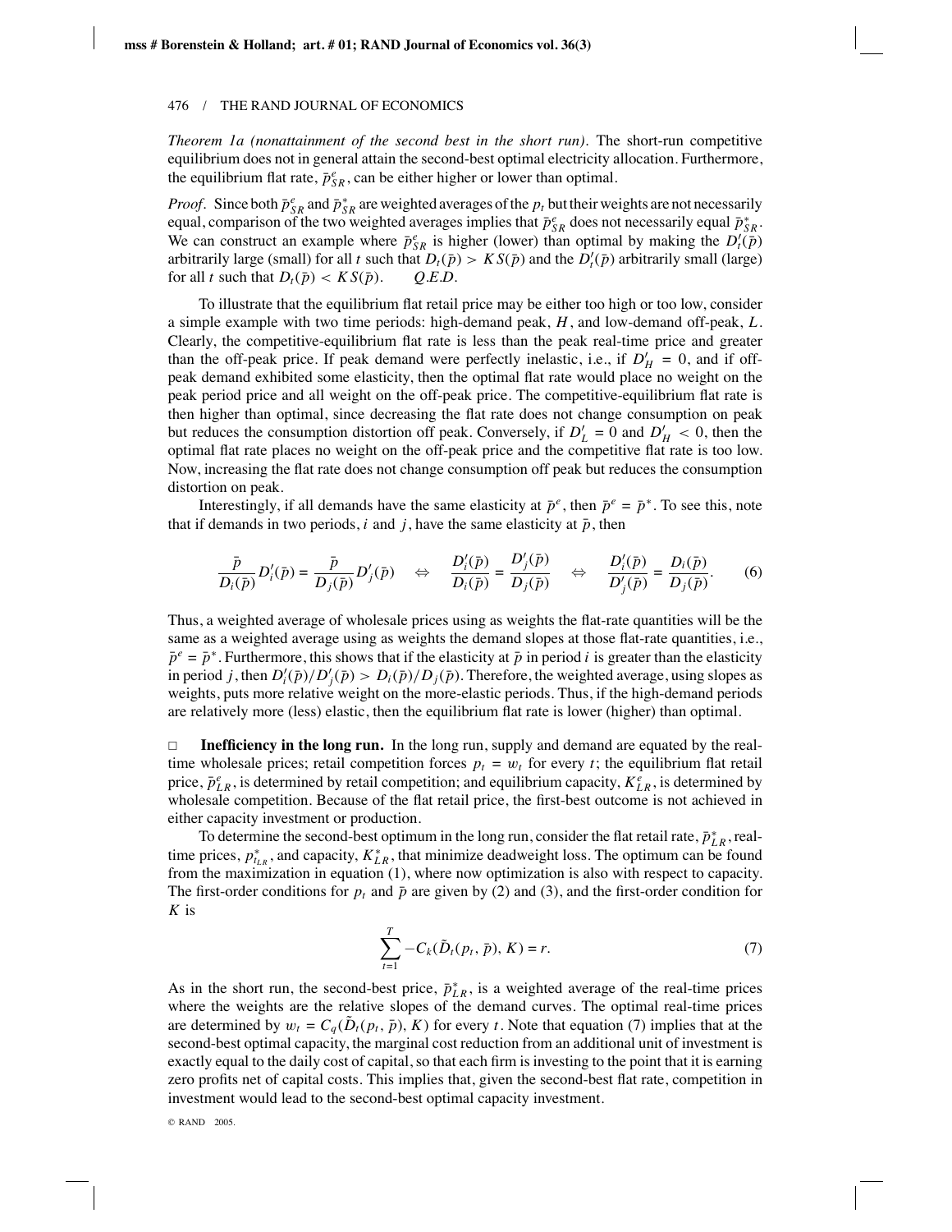*Theorem 1a (nonattainment of the second best in the short run)*. The short-run competitive equilibrium does not in general attain the second-best optimal electricity allocation. Furthermore, the equilibrium flat rate, $\bar{p}^e_{SR}$, can be either higher or lower than optimal.

*Proof*. Since both $\bar{p}^e_{SR}$ and $\bar{p}^*_{SR}$ are weighted averages of the $p_t$ but their weights are not necessarily equal, comparison of the two weighted averages implies that $\bar{p}^e_{SR}$ does not necessarily equal $\bar{p}^*_{SR}$. We can construct an example where $\bar{p}^e_{SR}$ is higher (lower) than optimal by making the $D'_t(\bar{p})$ arbitrarily large (small) for all $t$ such that $D_t(\bar{p}) > KS(\bar{p})$ and the $D'_t(\bar{p})$ arbitrarily small (large) for all $t$ such that $D_t(\bar{p}) < KS(\bar{p})$. *Q.E.D.*

To illustrate that the equilibrium flat retail price may be either too high or too low, consider a simple example with two time periods: high-demand peak, $H$, and low-demand off-peak, $L$. Clearly, the competitive-equilibrium flat rate is less than the peak real-time price and greater than the off-peak price. If peak demand were perfectly inelastic, i.e., if $D'_H = 0$, and if off-peak demand exhibited some elasticity, then the optimal flat rate would place no weight on the peak period price and all weight on the off-peak price. The competitive-equilibrium flat rate is then higher than optimal, since decreasing the flat rate does not change consumption on peak but reduces the consumption distortion off peak. Conversely, if $D'_L = 0$ and $D'_H < 0$, then the optimal flat rate places no weight on the off-peak price and the competitive flat rate is too low. Now, increasing the flat rate does not change consumption off peak but reduces the consumption distortion on peak.

Interestingly, if all demands have the same elasticity at $\bar{p}^e$, then $\bar{p}^e = \bar{p}^*$. To see this, note that if demands in two periods, $i$ and $j$, have the same elasticity at $\bar{p}$, then

$$\frac{\bar{p}}{D_i(\bar{p})}D'_i(\bar{p}) = \frac{\bar{p}}{D_j(\bar{p})}D'_j(\bar{p}) \quad \Leftrightarrow \quad \frac{D'_i(\bar{p})}{D_i(\bar{p})} = \frac{D'_j(\bar{p})}{D_j(\bar{p})} \quad \Leftrightarrow \quad \frac{D'_i(\bar{p})}{D'_j(\bar{p})} = \frac{D_i(\bar{p})}{D_j(\bar{p})}. \tag{6}$$

Thus, a weighted average of wholesale prices using as weights the flat-rate quantities will be the same as a weighted average using as weights the demand slopes at those flat-rate quantities, i.e., $\bar{p}^e = \bar{p}^*$. Furthermore, this shows that if the elasticity at $\bar{p}$ in period $i$ is greater than the elasticity in period $j$, then $D'_i(\bar{p})/D'_j(\bar{p}) > D_i(\bar{p})/D_j(\bar{p})$. Therefore, the weighted average, using slopes as weights, puts more relative weight on the more-elastic periods. Thus, if the high-demand periods are relatively more (less) elastic, then the equilibrium flat rate is lower (higher) than optimal.

□ **Inefficiency in the long run.** In the long run, supply and demand are equated by the real-time wholesale prices; retail competition forces $p_t = w_t$ for every $t$; the equilibrium flat retail price, $\bar{p}^e_{LR}$, is determined by retail competition; and equilibrium capacity, $K^e_{LR}$, is determined by wholesale competition. Because of the flat retail price, the first-best outcome is not achieved in either capacity investment or production.

To determine the second-best optimum in the long run, consider the flat retail rate, $\bar{p}^*_{LR}$, real-time prices, $p^*_{t_{LR}}$, and capacity, $K^*_{LR}$, that minimize deadweight loss. The optimum can be found from the maximization in equation (1), where now optimization is also with respect to capacity. The first-order conditions for $p_t$ and $\bar{p}$ are given by (2) and (3), and the first-order condition for $K$ is

$$\sum_{t=1}^{T} -C_k(\tilde{D}_t(p_t, \bar{p}), K) = r. \tag{7}$$

As in the short run, the second-best price, $\bar{p}^*_{LR}$, is a weighted average of the real-time prices where the weights are the relative slopes of the demand curves. The optimal real-time prices are determined by $w_t = C_q(\tilde{D}_t(p_t, \bar{p}), K)$ for every $t$. Note that equation (7) implies that at the second-best optimal capacity, the marginal cost reduction from an additional unit of investment is exactly equal to the daily cost of capital, so that each firm is investing to the point that it is earning zero profits net of capital costs. This implies that, given the second-best flat rate, competition in investment would lead to the second-best optimal capacity investment.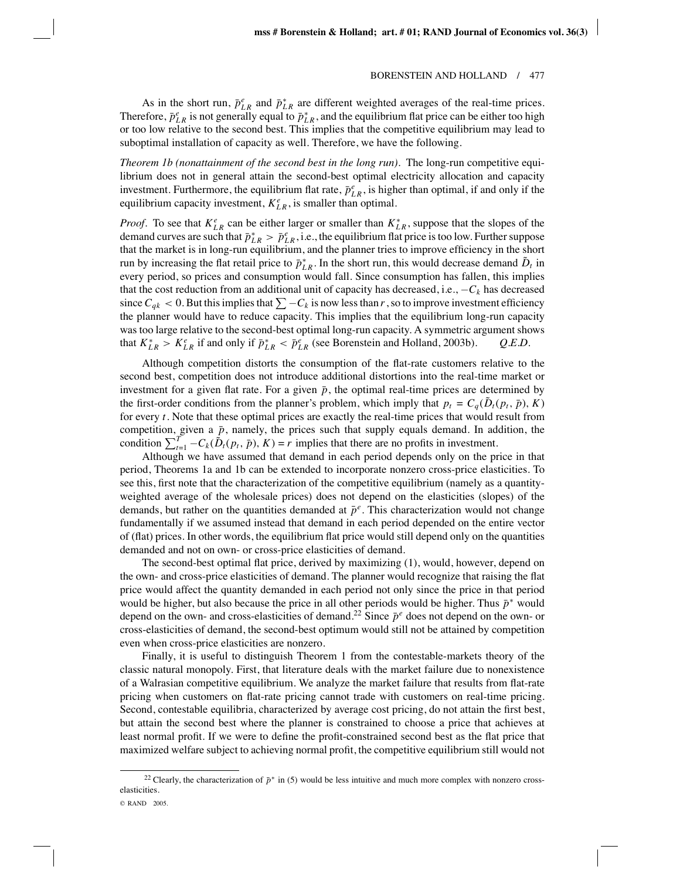As in the short run, $\bar{p}^e_{LR}$ and $\bar{p}^*_{LR}$ are different weighted averages of the real-time prices. Therefore, $\bar{p}^e_{LR}$ is not generally equal to $\bar{p}^*_{LR}$, and the equilibrium flat price can be either too high or too low relative to the second best. This implies that the competitive equilibrium may lead to suboptimal installation of capacity as well. Therefore, we have the following.

*Theorem 1b (nonattainment of the second best in the long run).* The long-run competitive equilibrium does not in general attain the second-best optimal electricity allocation and capacity investment. Furthermore, the equilibrium flat rate, $\bar{p}^e_{LR}$, is higher than optimal, if and only if the equilibrium capacity investment, $K^e_{LR}$, is smaller than optimal.

*Proof.* To see that $K^e_{LR}$ can be either larger or smaller than $K^*_{LR}$, suppose that the slopes of the demand curves are such that $\bar{p}^*_{LR} > \bar{p}^e_{LR}$, i.e., the equilibrium flat price is too low. Further suppose that the market is in long-run equilibrium, and the planner tries to improve efficiency in the short run by increasing the flat retail price to $\bar{p}^*_{LR}$. In the short run, this would decrease demand $\tilde{D}_t$ in every period, so prices and consumption would fall. Since consumption has fallen, this implies that the cost reduction from an additional unit of capacity has decreased, i.e., $-C_k$ has decreased since $C_{qk} < 0$. But this implies that $\sum -C_k$ is now less than $r$, so to improve investment efficiency the planner would have to reduce capacity. This implies that the equilibrium long-run capacity was too large relative to the second-best optimal long-run capacity. A symmetric argument shows that $K^*_{LR} > K^e_{LR}$ if and only if $\bar{p}^*_{LR} < \bar{p}^e_{LR}$ (see Borenstein and Holland, 2003b). *Q.E.D.*

Although competition distorts the consumption of the flat-rate customers relative to the second best, competition does not introduce additional distortions into the real-time market or investment for a given flat rate. For a given $\bar{p}$, the optimal real-time prices are determined by the first-order conditions from the planner's problem, which imply that $p_t = C_q(\tilde{D}_t(p_t, \bar{p}), K)$ for every $t$. Note that these optimal prices are exactly the real-time prices that would result from competition, given a $\bar{p}$, namely, the prices such that supply equals demand. In addition, the condition $\sum_{t=1}^{T} -C_k(\tilde{D}_t(p_t, \bar{p}), K) = r$ implies that there are no profits in investment.

Although we have assumed that demand in each period depends only on the price in that period, Theorems 1a and 1b can be extended to incorporate nonzero cross-price elasticities. To see this, first note that the characterization of the competitive equilibrium (namely as a quantity-weighted average of the wholesale prices) does not depend on the elasticities (slopes) of the demands, but rather on the quantities demanded at $\bar{p}^e$. This characterization would not change fundamentally if we assumed instead that demand in each period depended on the entire vector of (flat) prices. In other words, the equilibrium flat price would still depend only on the quantities demanded and not on own- or cross-price elasticities of demand.

The second-best optimal flat price, derived by maximizing (1), would, however, depend on the own- and cross-price elasticities of demand. The planner would recognize that raising the flat price would affect the quantity demanded in each period not only since the price in that period would be higher, but also because the price in all other periods would be higher. Thus $\bar{p}^*$ would depend on the own- and cross-elasticities of demand.[22] Since $\bar{p}^e$ does not depend on the own- or cross-elasticities of demand, the second-best optimum would still not be attained by competition even when cross-price elasticities are nonzero.

Finally, it is useful to distinguish Theorem 1 from the contestable-markets theory of the classic natural monopoly. First, that literature deals with the market failure due to nonexistence of a Walrasian competitive equilibrium. We analyze the market failure that results from flat-rate pricing when customers on flat-rate pricing cannot trade with customers on real-time pricing. Second, contestable equilibria, characterized by average cost pricing, do not attain the first best, but attain the second best where the planner is constrained to choose a price that achieves at least normal profit. If we were to define the profit-constrained second best as the flat price that maximized welfare subject to achieving normal profit, the competitive equilibrium still would not

[22] Clearly, the characterization of $\bar{p}^*$ in (5) would be less intuitive and much more complex with nonzero cross-elasticities.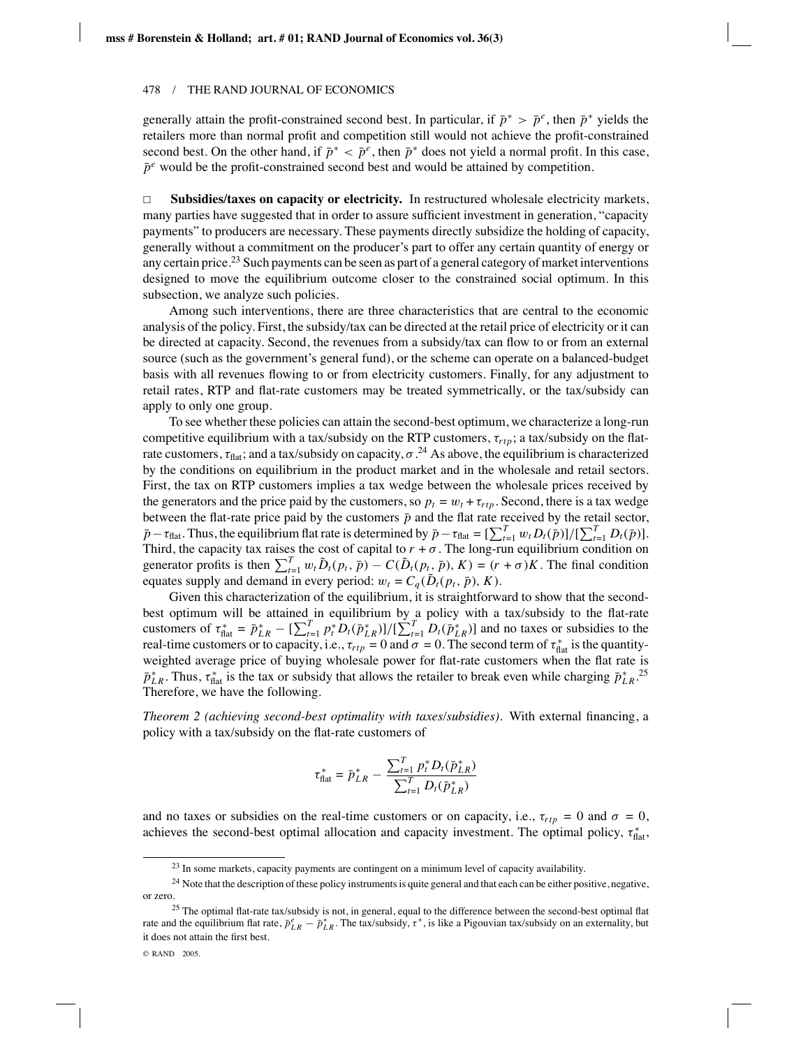generally attain the profit-constrained second best. In particular, if $\bar{p}^* > \bar{p}^e$, then $\bar{p}^*$ yields the retailers more than normal profit and competition still would not achieve the profit-constrained second best. On the other hand, if $\bar{p}^* < \bar{p}^e$, then $\bar{p}^*$ does not yield a normal profit. In this case, $\bar{p}^e$ would be the profit-constrained second best and would be attained by competition.

□ **Subsidies/taxes on capacity or electricity.** In restructured wholesale electricity markets, many parties have suggested that in order to assure sufficient investment in generation, "capacity payments" to producers are necessary. These payments directly subsidize the holding of capacity, generally without a commitment on the producer's part to offer any certain quantity of energy or any certain price.[23] Such payments can be seen as part of a general category of market interventions designed to move the equilibrium outcome closer to the constrained social optimum. In this subsection, we analyze such policies.

Among such interventions, there are three characteristics that are central to the economic analysis of the policy. First, the subsidy/tax can be directed at the retail price of electricity or it can be directed at capacity. Second, the revenues from a subsidy/tax can flow to or from an external source (such as the government's general fund), or the scheme can operate on a balanced-budget basis with all revenues flowing to or from electricity customers. Finally, for any adjustment to retail rates, RTP and flat-rate customers may be treated symmetrically, or the tax/subsidy can apply to only one group.

To see whether these policies can attain the second-best optimum, we characterize a long-run competitive equilibrium with a tax/subsidy on the RTP customers, $\tau_{rtp}$; a tax/subsidy on the flat-rate customers, $\tau_{\text{flat}}$; and a tax/subsidy on capacity, $\sigma$.[24] As above, the equilibrium is characterized by the conditions on equilibrium in the product market and in the wholesale and retail sectors. First, the tax on RTP customers implies a tax wedge between the wholesale prices received by the generators and the price paid by the customers, so $p_t = w_t + \tau_{rtp}$. Second, there is a tax wedge between the flat-rate price paid by the customers $\bar{p}$ and the flat rate received by the retail sector, $\bar{p} - \tau_{\text{flat}}$. Thus, the equilibrium flat rate is determined by $\bar{p} - \tau_{\text{flat}} = [\sum_{t=1}^{T} w_t D_t(\bar{p})]/[\sum_{t=1}^{T} D_t(\bar{p})]$. Third, the capacity tax raises the cost of capital to $r + \sigma$. The long-run equilibrium condition on generator profits is then $\sum_{t=1}^{T} w_t \tilde{D}_t(p_t, \bar{p}) - C(\tilde{D}_t(p_t, \bar{p}), K) = (r + \sigma)K$. The final condition equates supply and demand in every period: $w_t = C_q(\tilde{D}_t(p_t, \bar{p}), K)$.

Given this characterization of the equilibrium, it is straightforward to show that the second-best optimum will be attained in equilibrium by a policy with a tax/subsidy to the flat-rate customers of $\tau^*_{\text{flat}} = \bar{p}^*_{LR} - [\sum_{t=1}^{T} p^*_t D_t(\bar{p}^*_{LR})]/[\sum_{t=1}^{T} D_t(\bar{p}^*_{LR})]$ and no taxes or subsidies to the real-time customers or to capacity, i.e., $\tau_{rtp} = 0$ and $\sigma = 0$. The second term of $\tau^*_{\text{flat}}$ is the quantity-weighted average price of buying wholesale power for flat-rate customers when the flat rate is $\bar{p}^*_{LR}$. Thus, $\tau^*_{\text{flat}}$ is the tax or subsidy that allows the retailer to break even while charging $\bar{p}^*_{LR}$.[25] Therefore, we have the following.

*Theorem 2 (achieving second-best optimality with taxes/subsidies).* With external financing, a policy with a tax/subsidy on the flat-rate customers of

$$\tau^*_{\text{flat}} = \bar{p}^*_{LR} - \frac{\sum_{t=1}^{T} p^*_t D_t(\bar{p}^*_{LR})}{\sum_{t=1}^{T} D_t(\bar{p}^*_{LR})}$$

and no taxes or subsidies on the real-time customers or on capacity, i.e., $\tau_{rtp} = 0$ and $\sigma = 0$, achieves the second-best optimal allocation and capacity investment. The optimal policy, $\tau^*_{\text{flat}}$,

[23] In some markets, capacity payments are contingent on a minimum level of capacity availability.

[24] Note that the description of these policy instruments is quite general and that each can be either positive, negative, or zero.

[25] The optimal flat-rate tax/subsidy is not, in general, equal to the difference between the second-best optimal flat rate and the equilibrium flat rate, $\bar{p}^e_{LR} - \bar{p}^*_{LR}$. The tax/subsidy, $\tau^*$, is like a Pigouvian tax/subsidy on an externality, but it does not attain the first best.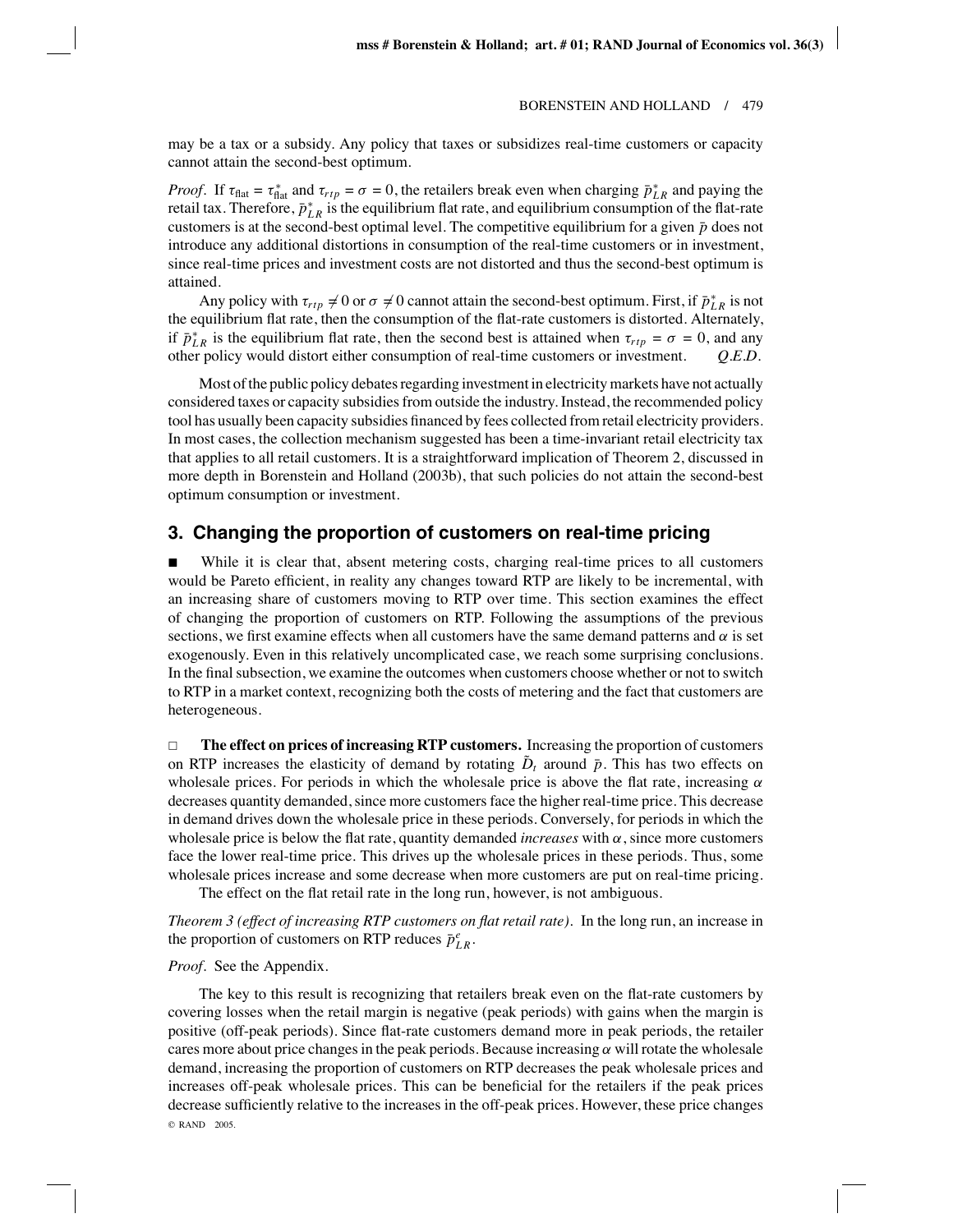may be a tax or a subsidy. Any policy that taxes or subsidizes real-time customers or capacity cannot attain the second-best optimum.

*Proof*. If $\tau_{\text{flat}} = \tau^*_{\text{flat}}$ and $\tau_{rtp} = \sigma = 0$, the retailers break even when charging $\bar{p}^*_{LR}$ and paying the retail tax. Therefore, $\bar{p}^*_{LR}$ is the equilibrium flat rate, and equilibrium consumption of the flat-rate customers is at the second-best optimal level. The competitive equilibrium for a given $\bar{p}$ does not introduce any additional distortions in consumption of the real-time customers or in investment, since real-time prices and investment costs are not distorted and thus the second-best optimum is attained.

Any policy with $\tau_{rtp} \neq 0$ or $\sigma \neq 0$ cannot attain the second-best optimum. First, if $\bar{p}^*_{LR}$ is not the equilibrium flat rate, then the consumption of the flat-rate customers is distorted. Alternately, if $\bar{p}^*_{LR}$ is the equilibrium flat rate, then the second best is attained when $\tau_{rtp} = \sigma = 0$, and any other policy would distort either consumption of real-time customers or investment. *Q.E.D.*

Most of the public policy debates regarding investment in electricity markets have not actually considered taxes or capacity subsidies from outside the industry. Instead, the recommended policy tool has usually been capacity subsidies financed by fees collected from retail electricity providers. In most cases, the collection mechanism suggested has been a time-invariant retail electricity tax that applies to all retail customers. It is a straightforward implication of Theorem 2, discussed in more depth in Borenstein and Holland (2003b), that such policies do not attain the second-best optimum consumption or investment.

## 3. Changing the proportion of customers on real-time pricing

■ While it is clear that, absent metering costs, charging real-time prices to all customers would be Pareto efficient, in reality any changes toward RTP are likely to be incremental, with an increasing share of customers moving to RTP over time. This section examines the effect of changing the proportion of customers on RTP. Following the assumptions of the previous sections, we first examine effects when all customers have the same demand patterns and $\alpha$ is set exogenously. Even in this relatively uncomplicated case, we reach some surprising conclusions. In the final subsection, we examine the outcomes when customers choose whether or not to switch to RTP in a market context, recognizing both the costs of metering and the fact that customers are heterogeneous.

□ **The effect on prices of increasing RTP customers.** Increasing the proportion of customers on RTP increases the elasticity of demand by rotating $\tilde{D}_t$ around $\bar{p}$. This has two effects on wholesale prices. For periods in which the wholesale price is above the flat rate, increasing $\alpha$ decreases quantity demanded, since more customers face the higher real-time price. This decrease in demand drives down the wholesale price in these periods. Conversely, for periods in which the wholesale price is below the flat rate, quantity demanded *increases* with $\alpha$, since more customers face the lower real-time price. This drives up the wholesale prices in these periods. Thus, some wholesale prices increase and some decrease when more customers are put on real-time pricing.

The effect on the flat retail rate in the long run, however, is not ambiguous.

*Theorem 3 (effect of increasing RTP customers on flat retail rate).* In the long run, an increase in the proportion of customers on RTP reduces $\bar{p}^e_{LR}$.

*Proof*. See the Appendix.

The key to this result is recognizing that retailers break even on the flat-rate customers by covering losses when the retail margin is negative (peak periods) with gains when the margin is positive (off-peak periods). Since flat-rate customers demand more in peak periods, the retailer cares more about price changes in the peak periods. Because increasing $\alpha$ will rotate the wholesale demand, increasing the proportion of customers on RTP decreases the peak wholesale prices and increases off-peak wholesale prices. This can be beneficial for the retailers if the peak prices decrease sufficiently relative to the increases in the off-peak prices. However, these price changes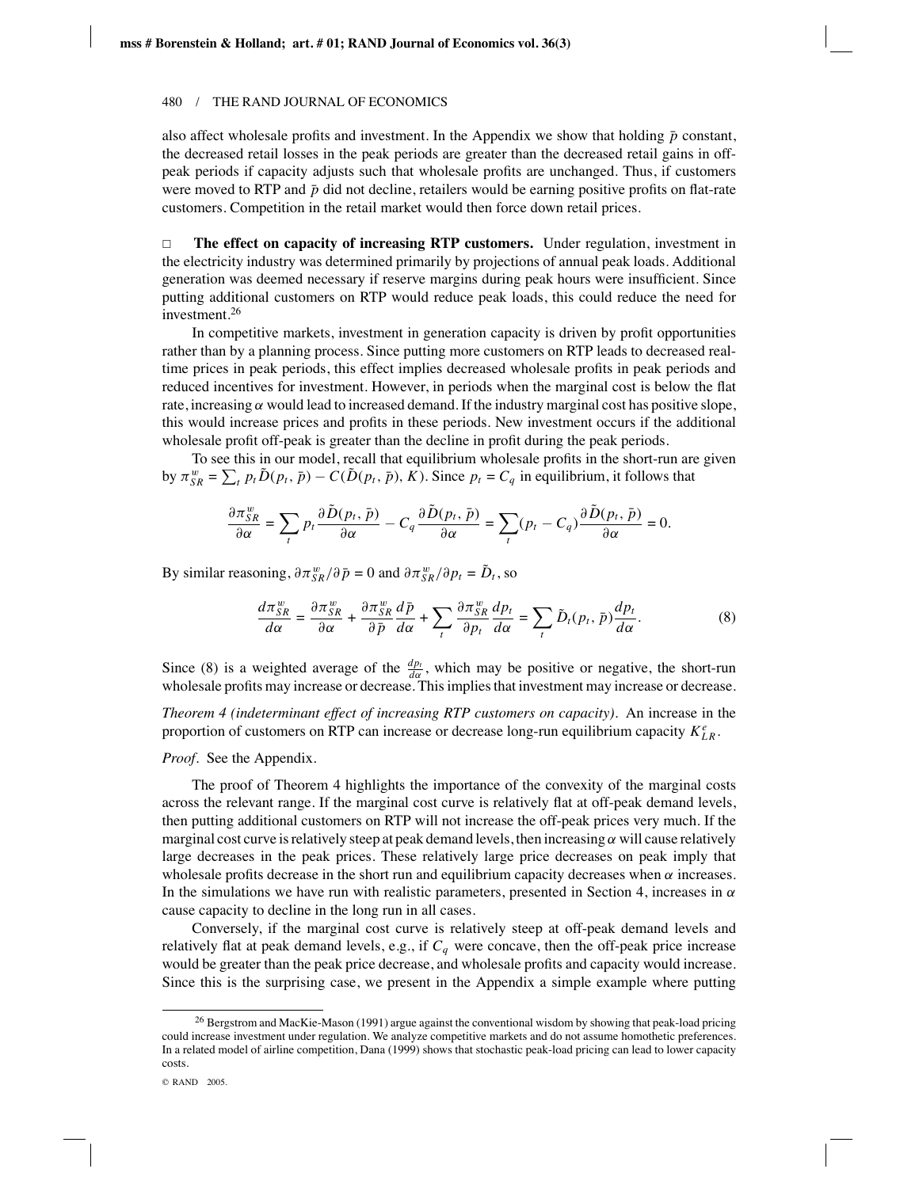also affect wholesale profits and investment. In the Appendix we show that holding $\bar{p}$ constant, the decreased retail losses in the peak periods are greater than the decreased retail gains in off-peak periods if capacity adjusts such that wholesale profits are unchanged. Thus, if customers were moved to RTP and $\bar{p}$ did not decline, retailers would be earning positive profits on flat-rate customers. Competition in the retail market would then force down retail prices.

□ **The effect on capacity of increasing RTP customers.** Under regulation, investment in the electricity industry was determined primarily by projections of annual peak loads. Additional generation was deemed necessary if reserve margins during peak hours were insufficient. Since putting additional customers on RTP would reduce peak loads, this could reduce the need for investment.[26]

In competitive markets, investment in generation capacity is driven by profit opportunities rather than by a planning process. Since putting more customers on RTP leads to decreased real-time prices in peak periods, this effect implies decreased wholesale profits in peak periods and reduced incentives for investment. However, in periods when the marginal cost is below the flat rate, increasing $\alpha$ would lead to increased demand. If the industry marginal cost has positive slope, this would increase prices and profits in these periods. New investment occurs if the additional wholesale profit off-peak is greater than the decline in profit during the peak periods.

To see this in our model, recall that equilibrium wholesale profits in the short-run are given by $\pi^w_{SR} = \sum_t p_t \tilde{D}(p_t, \bar{p}) - C(\tilde{D}(p_t, \bar{p}), K)$. Since $p_t = C_q$ in equilibrium, it follows that

$$\frac{\partial \pi^w_{SR}}{\partial \alpha} = \sum_t p_t \frac{\partial \tilde{D}(p_t, \bar{p})}{\partial \alpha} - C_q \frac{\partial \tilde{D}(p_t, \bar{p})}{\partial \alpha} = \sum_t (p_t - C_q) \frac{\partial \tilde{D}(p_t, \bar{p})}{\partial \alpha} = 0.$$

By similar reasoning, $\partial \pi^w_{SR}/\partial \bar{p} = 0$ and $\partial \pi^w_{SR}/\partial p_t = \tilde{D}_t$, so

$$\frac{d\pi^w_{SR}}{d\alpha} = \frac{\partial \pi^w_{SR}}{\partial \alpha} + \frac{\partial \pi^w_{SR}}{\partial \bar{p}} \frac{d\bar{p}}{d\alpha} + \sum_t \frac{\partial \pi^w_{SR}}{\partial p_t} \frac{dp_t}{d\alpha} = \sum_t \tilde{D}_t(p_t, \bar{p}) \frac{dp_t}{d\alpha}. \tag{8}$$

Since (8) is a weighted average of the $\frac{dp_t}{d\alpha}$, which may be positive or negative, the short-run wholesale profits may increase or decrease. This implies that investment may increase or decrease.

*Theorem 4 (indeterminant effect of increasing RTP customers on capacity).* An increase in the proportion of customers on RTP can increase or decrease long-run equilibrium capacity $K^e_{LR}$.

*Proof.* See the Appendix.

The proof of Theorem 4 highlights the importance of the convexity of the marginal costs across the relevant range. If the marginal cost curve is relatively flat at off-peak demand levels, then putting additional customers on RTP will not increase the off-peak prices very much. If the marginal cost curve is relatively steep at peak demand levels, then increasing $\alpha$ will cause relatively large decreases in the peak prices. These relatively large price decreases on peak imply that wholesale profits decrease in the short run and equilibrium capacity decreases when $\alpha$ increases. In the simulations we have run with realistic parameters, presented in Section 4, increases in $\alpha$ cause capacity to decline in the long run in all cases.

Conversely, if the marginal cost curve is relatively steep at off-peak demand levels and relatively flat at peak demand levels, e.g., if $C_q$ were concave, then the off-peak price increase would be greater than the peak price decrease, and wholesale profits and capacity would increase. Since this is the surprising case, we present in the Appendix a simple example where putting

[26] Bergstrom and MacKie-Mason (1991) argue against the conventional wisdom by showing that peak-load pricing could increase investment under regulation. We analyze competitive markets and do not assume homothetic preferences. In a related model of airline competition, Dana (1999) shows that stochastic peak-load pricing can lead to lower capacity costs.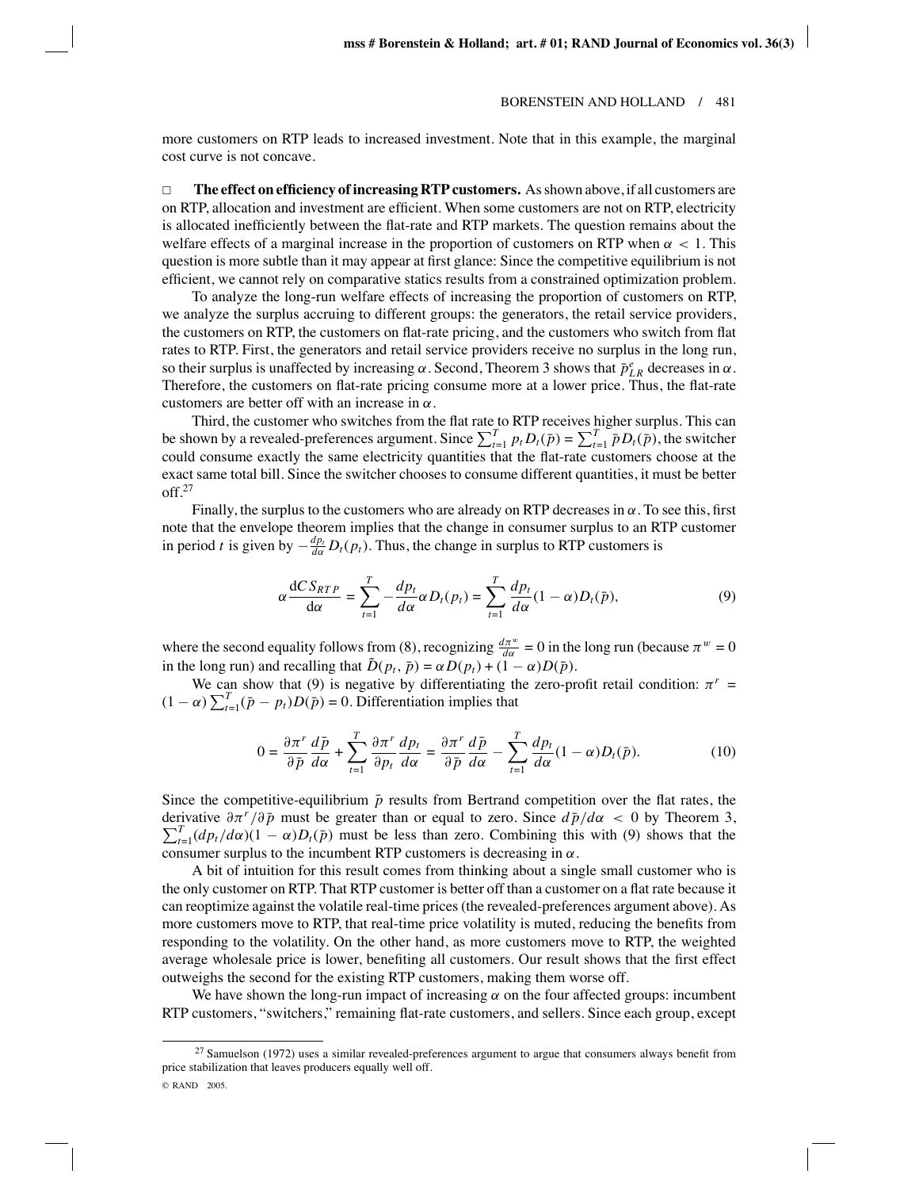more customers on RTP leads to increased investment. Note that in this example, the marginal cost curve is not concave.

**The effect on efficiency of increasing RTP customers.** As shown above, if all customers are on RTP, allocation and investment are efficient. When some customers are not on RTP, electricity is allocated inefficiently between the flat-rate and RTP markets. The question remains about the welfare effects of a marginal increase in the proportion of customers on RTP when $\alpha < 1$. This question is more subtle than it may appear at first glance: Since the competitive equilibrium is not efficient, we cannot rely on comparative statics results from a constrained optimization problem.

To analyze the long-run welfare effects of increasing the proportion of customers on RTP, we analyze the surplus accruing to different groups: the generators, the retail service providers, the customers on RTP, the customers on flat-rate pricing, and the customers who switch from flat rates to RTP. First, the generators and retail service providers receive no surplus in the long run, so their surplus is unaffected by increasing $\alpha$. Second, Theorem 3 shows that $\bar{p}^e_{LR}$ decreases in $\alpha$. Therefore, the customers on flat-rate pricing consume more at a lower price. Thus, the flat-rate customers are better off with an increase in $\alpha$.

Third, the customer who switches from the flat rate to RTP receives higher surplus. This can be shown by a revealed-preferences argument. Since $\sum_{t=1}^{T} p_t D_t(\bar{p}) = \sum_{t=1}^{T} \bar{p} D_t(\bar{p})$, the switcher could consume exactly the same electricity quantities that the flat-rate customers choose at the exact same total bill. Since the switcher chooses to consume different quantities, it must be better off.[27]

Finally, the surplus to the customers who are already on RTP decreases in $\alpha$. To see this, first note that the envelope theorem implies that the change in consumer surplus to an RTP customer in period $t$ is given by $-\frac{dp_t}{d\alpha} D_t(p_t)$. Thus, the change in surplus to RTP customers is

$$\alpha \frac{\mathrm{d}CS_{RTP}}{\mathrm{d}\alpha} = \sum_{t=1}^{T} -\frac{dp_t}{d\alpha} \alpha D_t(p_t) = \sum_{t=1}^{T} \frac{dp_t}{d\alpha}(1-\alpha) D_t(\bar{p}), \tag{9}$$

where the second equality follows from (8), recognizing $\frac{d\pi^w}{d\alpha} = 0$ in the long run (because $\pi^w = 0$ in the long run) and recalling that $\tilde{D}(p_t, \bar{p}) = \alpha D(p_t) + (1-\alpha) D(\bar{p})$.

We can show that (9) is negative by differentiating the zero-profit retail condition: $\pi^r = (1-\alpha)\sum_{t=1}^{T}(\bar{p} - p_t) D(\bar{p}) = 0$. Differentiation implies that

$$0 = \frac{\partial \pi^r}{\partial \bar{p}} \frac{d\bar{p}}{d\alpha} + \sum_{t=1}^{T} \frac{\partial \pi^r}{\partial p_t} \frac{dp_t}{d\alpha} = \frac{\partial \pi^r}{\partial \bar{p}} \frac{d\bar{p}}{d\alpha} - \sum_{t=1}^{T} \frac{dp_t}{d\alpha}(1-\alpha) D_t(\bar{p}). \tag{10}$$

Since the competitive-equilibrium $\bar{p}$ results from Bertrand competition over the flat rates, the derivative $\partial \pi^r / \partial \bar{p}$ must be greater than or equal to zero. Since $d\bar{p}/d\alpha < 0$ by Theorem 3, $\sum_{t=1}^{T}(dp_t/d\alpha)(1-\alpha)D_t(\bar{p})$ must be less than zero. Combining this with (9) shows that the consumer surplus to the incumbent RTP customers is decreasing in $\alpha$.

A bit of intuition for this result comes from thinking about a single small customer who is the only customer on RTP. That RTP customer is better off than a customer on a flat rate because it can reoptimize against the volatile real-time prices (the revealed-preferences argument above). As more customers move to RTP, that real-time price volatility is muted, reducing the benefits from responding to the volatility. On the other hand, as more customers move to RTP, the weighted average wholesale price is lower, benefiting all customers. Our result shows that the first effect outweighs the second for the existing RTP customers, making them worse off.

We have shown the long-run impact of increasing $\alpha$ on the four affected groups: incumbent RTP customers, "switchers," remaining flat-rate customers, and sellers. Since each group, except

[27] Samuelson (1972) uses a similar revealed-preferences argument to argue that consumers always benefit from price stabilization that leaves producers equally well off.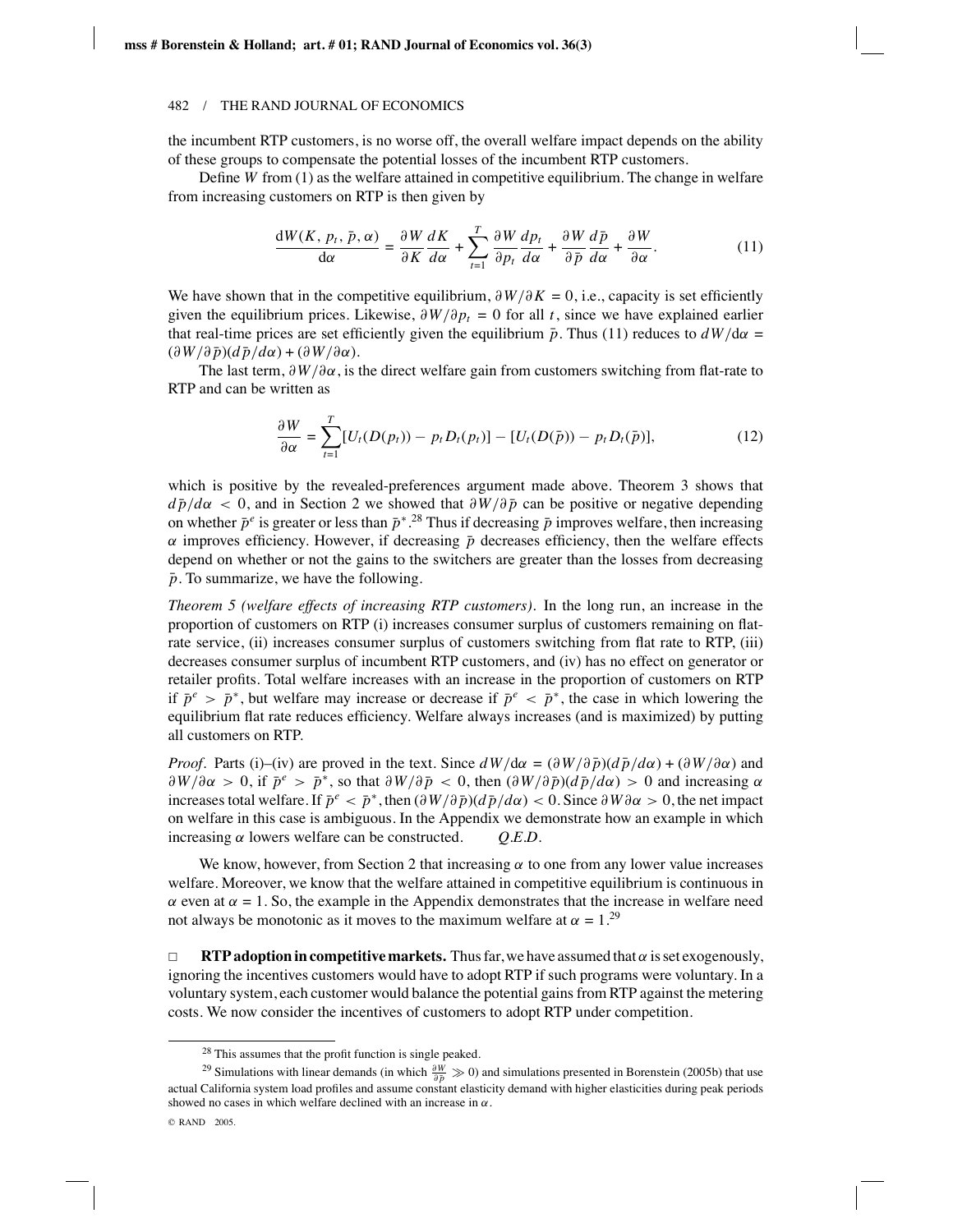the incumbent RTP customers, is no worse off, the overall welfare impact depends on the ability of these groups to compensate the potential losses of the incumbent RTP customers.

Define $W$ from (1) as the welfare attained in competitive equilibrium. The change in welfare from increasing customers on RTP is then given by

$$\frac{dW(K, p_t, \bar{p}, \alpha)}{d\alpha} = \frac{\partial W}{\partial K}\frac{dK}{d\alpha} + \sum_{t=1}^{T}\frac{\partial W}{\partial p_t}\frac{dp_t}{d\alpha} + \frac{\partial W}{\partial \bar{p}}\frac{d\bar{p}}{d\alpha} + \frac{\partial W}{\partial \alpha}. \tag{11}$$

We have shown that in the competitive equilibrium, $\partial W/\partial K = 0$, i.e., capacity is set efficiently given the equilibrium prices. Likewise, $\partial W/\partial p_t = 0$ for all $t$, since we have explained earlier that real-time prices are set efficiently given the equilibrium $\bar{p}$. Thus (11) reduces to $dW/d\alpha = (\partial W/\partial \bar{p})(d\bar{p}/d\alpha) + (\partial W/\partial \alpha)$.

The last term, $\partial W/\partial \alpha$, is the direct welfare gain from customers switching from flat-rate to RTP and can be written as

$$\frac{\partial W}{\partial \alpha} = \sum_{t=1}^{T}[U_t(D(p_t)) - p_t D_t(p_t)] - [U_t(D(\bar{p})) - p_t D_t(\bar{p})], \tag{12}$$

which is positive by the revealed-preferences argument made above. Theorem 3 shows that $d\bar{p}/d\alpha < 0$, and in Section 2 we showed that $\partial W/\partial \bar{p}$ can be positive or negative depending on whether $\bar{p}^e$ is greater or less than $\bar{p}^*$.[28] Thus if decreasing $\bar{p}$ improves welfare, then increasing $\alpha$ improves efficiency. However, if decreasing $\bar{p}$ decreases efficiency, then the welfare effects depend on whether or not the gains to the switchers are greater than the losses from decreasing $\bar{p}$. To summarize, we have the following.

*Theorem 5 (welfare effects of increasing RTP customers).* In the long run, an increase in the proportion of customers on RTP (i) increases consumer surplus of customers remaining on flat-rate service, (ii) increases consumer surplus of customers switching from flat rate to RTP, (iii) decreases consumer surplus of incumbent RTP customers, and (iv) has no effect on generator or retailer profits. Total welfare increases with an increase in the proportion of customers on RTP if $\bar{p}^e > \bar{p}^*$, but welfare may increase or decrease if $\bar{p}^e < \bar{p}^*$, the case in which lowering the equilibrium flat rate reduces efficiency. Welfare always increases (and is maximized) by putting all customers on RTP.

*Proof.* Parts (i)–(iv) are proved in the text. Since $dW/d\alpha = (\partial W/\partial \bar{p})(d\bar{p}/d\alpha) + (\partial W/\partial \alpha)$ and $\partial W/\partial \alpha > 0$, if $\bar{p}^e > \bar{p}^*$, so that $\partial W/\partial \bar{p} < 0$, then $(\partial W/\partial \bar{p})(d\bar{p}/d\alpha) > 0$ and increasing $\alpha$ increases total welfare. If $\bar{p}^e < \bar{p}^*$, then $(\partial W/\partial \bar{p})(d\bar{p}/d\alpha) < 0$. Since $\partial W \partial \alpha > 0$, the net impact on welfare in this case is ambiguous. In the Appendix we demonstrate how an example in which increasing $\alpha$ lowers welfare can be constructed. *Q.E.D.*

We know, however, from Section 2 that increasing $\alpha$ to one from any lower value increases welfare. Moreover, we know that the welfare attained in competitive equilibrium is continuous in $\alpha$ even at $\alpha = 1$. So, the example in the Appendix demonstrates that the increase in welfare need not always be monotonic as it moves to the maximum welfare at $\alpha = 1$.[29]

□ **RTP adoption in competitive markets.** Thus far, we have assumed that $\alpha$ is set exogenously, ignoring the incentives customers would have to adopt RTP if such programs were voluntary. In a voluntary system, each customer would balance the potential gains from RTP against the metering costs. We now consider the incentives of customers to adopt RTP under competition.

---

[28] This assumes that the profit function is single peaked.

[29] Simulations with linear demands (in which $\frac{\partial W}{\partial \bar{p}} \gg 0$) and simulations presented in Borenstein (2005b) that use actual California system load profiles and assume constant elasticity demand with higher elasticities during peak periods showed no cases in which welfare declined with an increase in $\alpha$.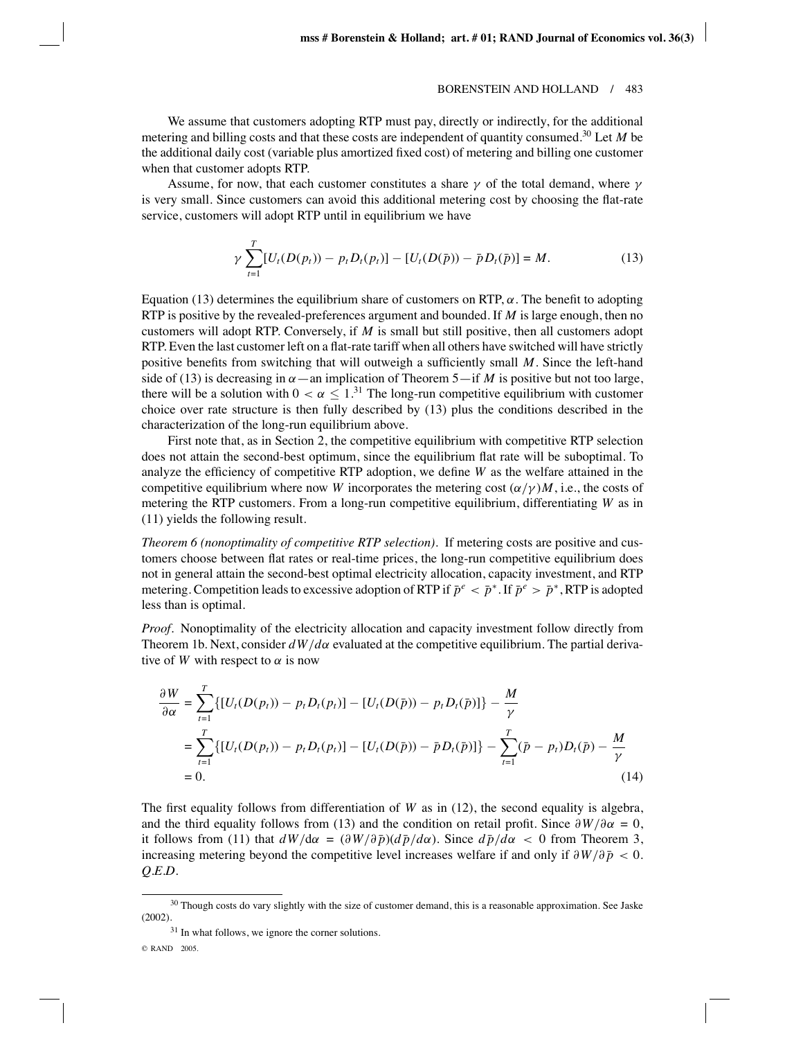We assume that customers adopting RTP must pay, directly or indirectly, for the additional metering and billing costs and that these costs are independent of quantity consumed.[30] Let $M$ be the additional daily cost (variable plus amortized fixed cost) of metering and billing one customer when that customer adopts RTP.

Assume, for now, that each customer constitutes a share $\gamma$ of the total demand, where $\gamma$ is very small. Since customers can avoid this additional metering cost by choosing the flat-rate service, customers will adopt RTP until in equilibrium we have

$$\gamma \sum_{t=1}^{T} [U_t(D(p_t)) - p_t D_t(p_t)] - [U_t(D(\bar{p})) - \bar{p} D_t(\bar{p})] = M. \tag{13}$$

Equation (13) determines the equilibrium share of customers on RTP, $\alpha$. The benefit to adopting RTP is positive by the revealed-preferences argument and bounded. If $M$ is large enough, then no customers will adopt RTP. Conversely, if $M$ is small but still positive, then all customers adopt RTP. Even the last customer left on a flat-rate tariff when all others have switched will have strictly positive benefits from switching that will outweigh a sufficiently small $M$. Since the left-hand side of (13) is decreasing in $\alpha$—an implication of Theorem 5—if $M$ is positive but not too large, there will be a solution with $0 < \alpha \leq 1$.[31] The long-run competitive equilibrium with customer choice over rate structure is then fully described by (13) plus the conditions described in the characterization of the long-run equilibrium above.

First note that, as in Section 2, the competitive equilibrium with competitive RTP selection does not attain the second-best optimum, since the equilibrium flat rate will be suboptimal. To analyze the efficiency of competitive RTP adoption, we define $W$ as the welfare attained in the competitive equilibrium where now $W$ incorporates the metering cost $(\alpha/\gamma)M$, i.e., the costs of metering the RTP customers. From a long-run competitive equilibrium, differentiating $W$ as in (11) yields the following result.

*Theorem 6 (nonoptimality of competitive RTP selection).* If metering costs are positive and customers choose between flat rates or real-time prices, the long-run competitive equilibrium does not in general attain the second-best optimal electricity allocation, capacity investment, and RTP metering. Competition leads to excessive adoption of RTP if $\bar{p}^e < \bar{p}^*$. If $\bar{p}^e > \bar{p}^*$, RTP is adopted less than is optimal.

*Proof.* Nonoptimality of the electricity allocation and capacity investment follow directly from Theorem 1b. Next, consider $dW/d\alpha$ evaluated at the competitive equilibrium. The partial derivative of $W$ with respect to $\alpha$ is now

$$\begin{aligned}
\frac{\partial W}{\partial \alpha} &= \sum_{t=1}^{T} \{[U_t(D(p_t)) - p_t D_t(p_t)] - [U_t(D(\bar{p})) - p_t D_t(\bar{p})]\} - \frac{M}{\gamma} \\
&= \sum_{t=1}^{T} \{[U_t(D(p_t)) - p_t D_t(p_t)] - [U_t(D(\bar{p})) - \bar{p} D_t(\bar{p})]\} - \sum_{t=1}^{T} (\bar{p} - p_t) D_t(\bar{p}) - \frac{M}{\gamma} \\
&= 0.
\end{aligned} \tag{14}$$

The first equality follows from differentiation of $W$ as in (12), the second equality is algebra, and the third equality follows from (13) and the condition on retail profit. Since $\partial W/\partial \alpha = 0$, it follows from (11) that $dW/d\alpha = (\partial W/\partial \bar{p})(d\bar{p}/d\alpha)$. Since $d\bar{p}/d\alpha < 0$ from Theorem 3, increasing metering beyond the competitive level increases welfare if and only if $\partial W/\partial \bar{p} < 0$. *Q.E.D.*

---

[30] Though costs do vary slightly with the size of customer demand, this is a reasonable approximation. See Jaske (2002).

[31] In what follows, we ignore the corner solutions.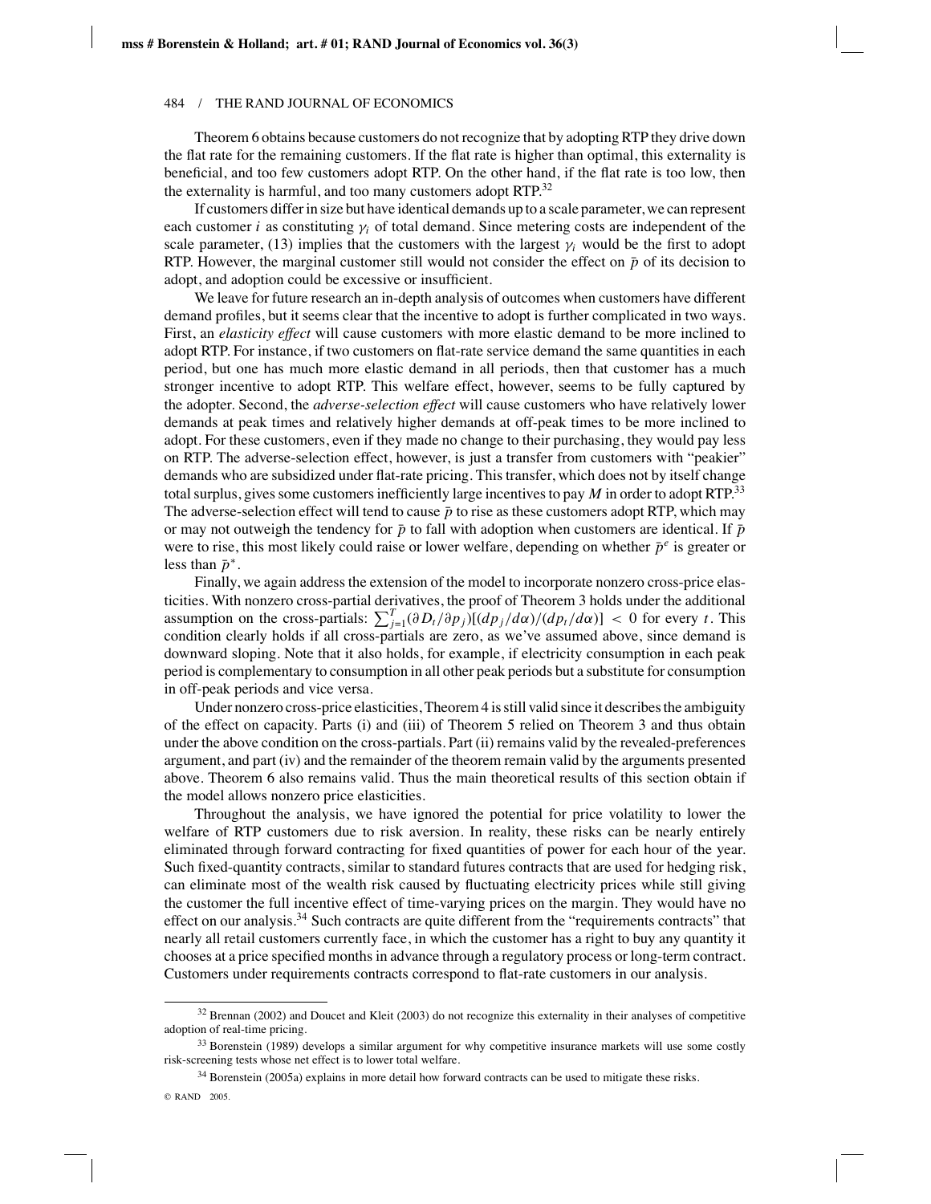Theorem 6 obtains because customers do not recognize that by adopting RTP they drive down the flat rate for the remaining customers. If the flat rate is higher than optimal, this externality is beneficial, and too few customers adopt RTP. On the other hand, if the flat rate is too low, then the externality is harmful, and too many customers adopt RTP.[32]

If customers differ in size but have identical demands up to a scale parameter, we can represent each customer $i$ as constituting $\gamma_i$ of total demand. Since metering costs are independent of the scale parameter, (13) implies that the customers with the largest $\gamma_i$ would be the first to adopt RTP. However, the marginal customer still would not consider the effect on $\bar{p}$ of its decision to adopt, and adoption could be excessive or insufficient.

We leave for future research an in-depth analysis of outcomes when customers have different demand profiles, but it seems clear that the incentive to adopt is further complicated in two ways. First, an *elasticity effect* will cause customers with more elastic demand to be more inclined to adopt RTP. For instance, if two customers on flat-rate service demand the same quantities in each period, but one has much more elastic demand in all periods, then that customer has a much stronger incentive to adopt RTP. This welfare effect, however, seems to be fully captured by the adopter. Second, the *adverse-selection effect* will cause customers who have relatively lower demands at peak times and relatively higher demands at off-peak times to be more inclined to adopt. For these customers, even if they made no change to their purchasing, they would pay less on RTP. The adverse-selection effect, however, is just a transfer from customers with "peakier" demands who are subsidized under flat-rate pricing. This transfer, which does not by itself change total surplus, gives some customers inefficiently large incentives to pay $M$ in order to adopt RTP.[33] The adverse-selection effect will tend to cause $\bar{p}$ to rise as these customers adopt RTP, which may or may not outweigh the tendency for $\bar{p}$ to fall with adoption when customers are identical. If $\bar{p}$ were to rise, this most likely could raise or lower welfare, depending on whether $\bar{p}^e$ is greater or less than $\bar{p}^*$.

Finally, we again address the extension of the model to incorporate nonzero cross-price elasticities. With nonzero cross-partial derivatives, the proof of Theorem 3 holds under the additional assumption on the cross-partials: $\sum_{j=1}^{T}(\partial D_t/\partial p_j)[(dp_j/d\alpha)/(dp_t/d\alpha)] < 0$ for every $t$. This condition clearly holds if all cross-partials are zero, as we've assumed above, since demand is downward sloping. Note that it also holds, for example, if electricity consumption in each peak period is complementary to consumption in all other peak periods but a substitute for consumption in off-peak periods and vice versa.

Under nonzero cross-price elasticities, Theorem 4 is still valid since it describes the ambiguity of the effect on capacity. Parts (i) and (iii) of Theorem 5 relied on Theorem 3 and thus obtain under the above condition on the cross-partials. Part (ii) remains valid by the revealed-preferences argument, and part (iv) and the remainder of the theorem remain valid by the arguments presented above. Theorem 6 also remains valid. Thus the main theoretical results of this section obtain if the model allows nonzero price elasticities.

Throughout the analysis, we have ignored the potential for price volatility to lower the welfare of RTP customers due to risk aversion. In reality, these risks can be nearly entirely eliminated through forward contracting for fixed quantities of power for each hour of the year. Such fixed-quantity contracts, similar to standard futures contracts that are used for hedging risk, can eliminate most of the wealth risk caused by fluctuating electricity prices while still giving the customer the full incentive effect of time-varying prices on the margin. They would have no effect on our analysis.[34] Such contracts are quite different from the "requirements contracts" that nearly all retail customers currently face, in which the customer has a right to buy any quantity it chooses at a price specified months in advance through a regulatory process or long-term contract. Customers under requirements contracts correspond to flat-rate customers in our analysis.

---

[32] Brennan (2002) and Doucet and Kleit (2003) do not recognize this externality in their analyses of competitive adoption of real-time pricing.

[33] Borenstein (1989) develops a similar argument for why competitive insurance markets will use some costly risk-screening tests whose net effect is to lower total welfare.

[34] Borenstein (2005a) explains in more detail how forward contracts can be used to mitigate these risks.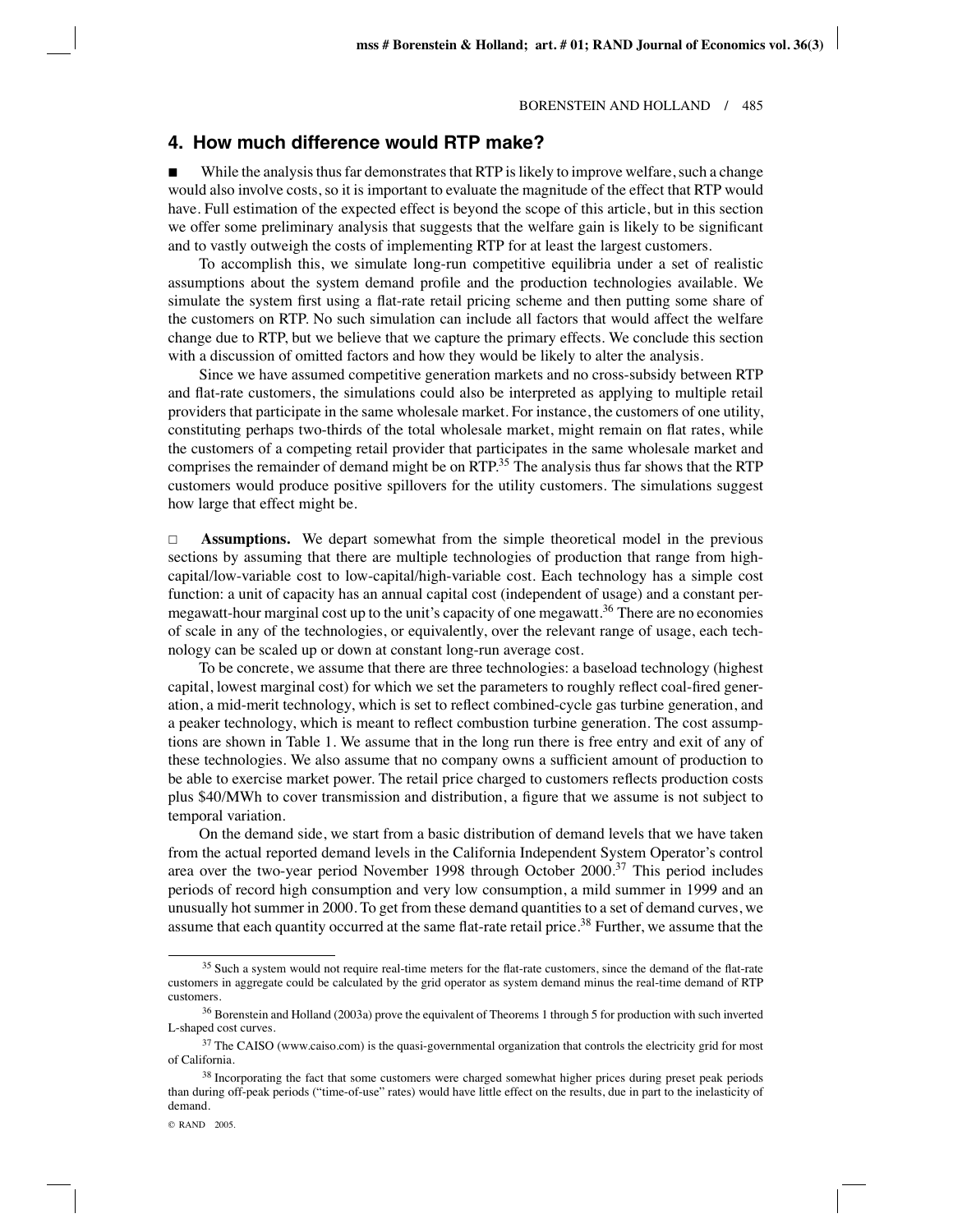## 4. How much difference would RTP make?

■ While the analysis thus far demonstrates that RTP is likely to improve welfare, such a change would also involve costs, so it is important to evaluate the magnitude of the effect that RTP would have. Full estimation of the expected effect is beyond the scope of this article, but in this section we offer some preliminary analysis that suggests that the welfare gain is likely to be significant and to vastly outweigh the costs of implementing RTP for at least the largest customers.

To accomplish this, we simulate long-run competitive equilibria under a set of realistic assumptions about the system demand profile and the production technologies available. We simulate the system first using a flat-rate retail pricing scheme and then putting some share of the customers on RTP. No such simulation can include all factors that would affect the welfare change due to RTP, but we believe that we capture the primary effects. We conclude this section with a discussion of omitted factors and how they would be likely to alter the analysis.

Since we have assumed competitive generation markets and no cross-subsidy between RTP and flat-rate customers, the simulations could also be interpreted as applying to multiple retail providers that participate in the same wholesale market. For instance, the customers of one utility, constituting perhaps two-thirds of the total wholesale market, might remain on flat rates, while the customers of a competing retail provider that participates in the same wholesale market and comprises the remainder of demand might be on RTP.[35] The analysis thus far shows that the RTP customers would produce positive spillovers for the utility customers. The simulations suggest how large that effect might be.

□ **Assumptions.** We depart somewhat from the simple theoretical model in the previous sections by assuming that there are multiple technologies of production that range from high-capital/low-variable cost to low-capital/high-variable cost. Each technology has a simple cost function: a unit of capacity has an annual capital cost (independent of usage) and a constant per-megawatt-hour marginal cost up to the unit's capacity of one megawatt.[36] There are no economies of scale in any of the technologies, or equivalently, over the relevant range of usage, each technology can be scaled up or down at constant long-run average cost.

To be concrete, we assume that there are three technologies: a baseload technology (highest capital, lowest marginal cost) for which we set the parameters to roughly reflect coal-fired generation, a mid-merit technology, which is set to reflect combined-cycle gas turbine generation, and a peaker technology, which is meant to reflect combustion turbine generation. The cost assumptions are shown in Table 1. We assume that in the long run there is free entry and exit of any of these technologies. We also assume that no company owns a sufficient amount of production to be able to exercise market power. The retail price charged to customers reflects production costs plus \$40/MWh to cover transmission and distribution, a figure that we assume is not subject to temporal variation.

On the demand side, we start from a basic distribution of demand levels that we have taken from the actual reported demand levels in the California Independent System Operator's control area over the two-year period November 1998 through October 2000.[37] This period includes periods of record high consumption and very low consumption, a mild summer in 1999 and an unusually hot summer in 2000. To get from these demand quantities to a set of demand curves, we assume that each quantity occurred at the same flat-rate retail price.[38] Further, we assume that the

---

[35] Such a system would not require real-time meters for the flat-rate customers, since the demand of the flat-rate customers in aggregate could be calculated by the grid operator as system demand minus the real-time demand of RTP customers.

[36] Borenstein and Holland (2003a) prove the equivalent of Theorems 1 through 5 for production with such inverted L-shaped cost curves.

[37] The CAISO (www.caiso.com) is the quasi-governmental organization that controls the electricity grid for most of California.

[38] Incorporating the fact that some customers were charged somewhat higher prices during preset peak periods than during off-peak periods ("time-of-use" rates) would have little effect on the results, due in part to the inelasticity of demand.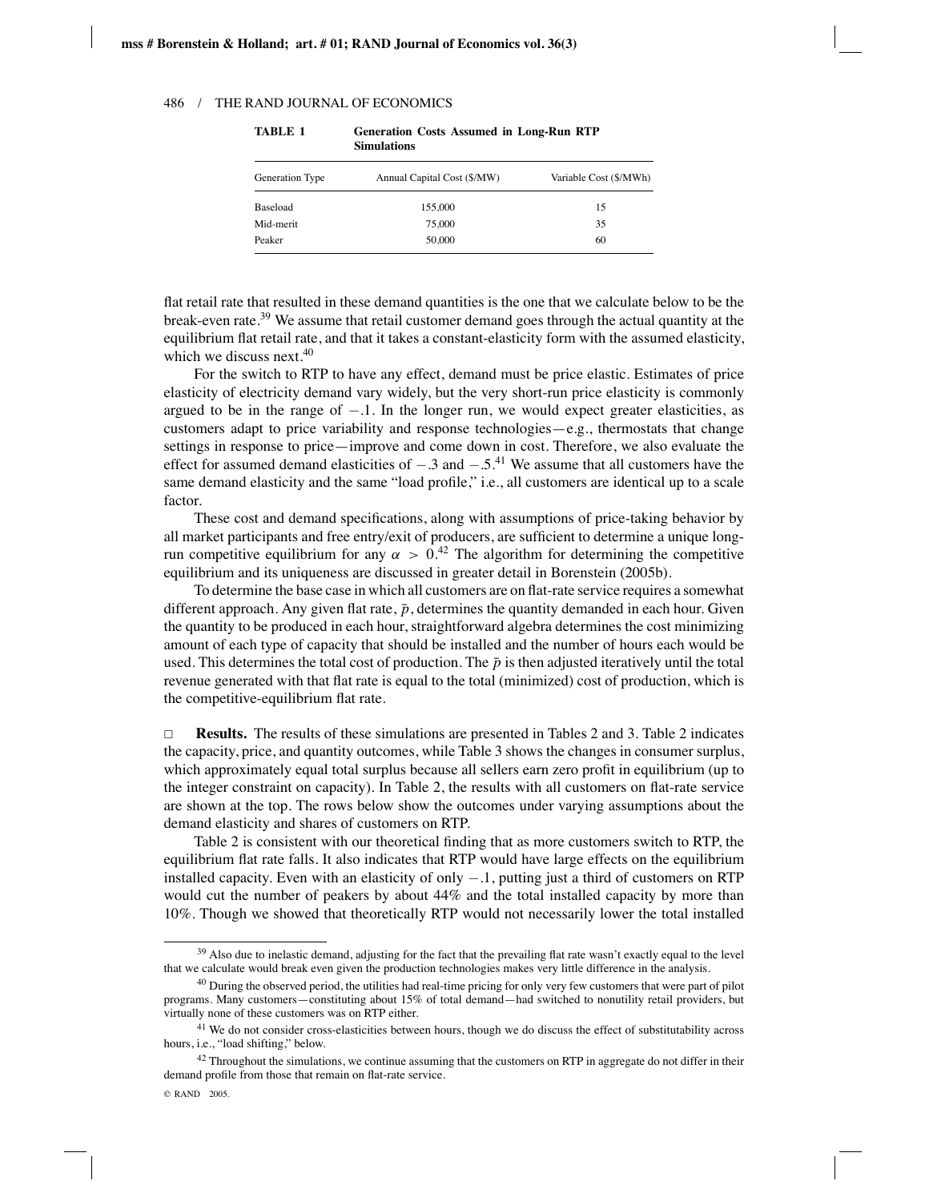**TABLE 1 Generation Costs Assumed in Long-Run RTP Simulations**

| Generation Type | Annual Capital Cost ($/MW) | Variable Cost ($/MWh) |
|---|---|---|
| Baseload | 155,000 | 15 |
| Mid-merit | 75,000 | 35 |
| Peaker | 50,000 | 60 |

flat retail rate that resulted in these demand quantities is the one that we calculate below to be the break-even rate.[39] We assume that retail customer demand goes through the actual quantity at the equilibrium flat retail rate, and that it takes a constant-elasticity form with the assumed elasticity, which we discuss next.[40]

For the switch to RTP to have any effect, demand must be price elastic. Estimates of price elasticity of electricity demand vary widely, but the very short-run price elasticity is commonly argued to be in the range of $-.1$. In the longer run, we would expect greater elasticities, as customers adapt to price variability and response technologies—e.g., thermostats that change settings in response to price—improve and come down in cost. Therefore, we also evaluate the effect for assumed demand elasticities of $-.3$ and $-.5$.[41] We assume that all customers have the same demand elasticity and the same "load profile," i.e., all customers are identical up to a scale factor.

These cost and demand specifications, along with assumptions of price-taking behavior by all market participants and free entry/exit of producers, are sufficient to determine a unique long-run competitive equilibrium for any $\alpha > 0$.[42] The algorithm for determining the competitive equilibrium and its uniqueness are discussed in greater detail in Borenstein (2005b).

To determine the base case in which all customers are on flat-rate service requires a somewhat different approach. Any given flat rate, $\bar{p}$, determines the quantity demanded in each hour. Given the quantity to be produced in each hour, straightforward algebra determines the cost minimizing amount of each type of capacity that should be installed and the number of hours each would be used. This determines the total cost of production. The $\bar{p}$ is then adjusted iteratively until the total revenue generated with that flat rate is equal to the total (minimized) cost of production, which is the competitive-equilibrium flat rate.

□ **Results.** The results of these simulations are presented in Tables 2 and 3. Table 2 indicates the capacity, price, and quantity outcomes, while Table 3 shows the changes in consumer surplus, which approximately equal total surplus because all sellers earn zero profit in equilibrium (up to the integer constraint on capacity). In Table 2, the results with all customers on flat-rate service are shown at the top. The rows below show the outcomes under varying assumptions about the demand elasticity and shares of customers on RTP.

Table 2 is consistent with our theoretical finding that as more customers switch to RTP, the equilibrium flat rate falls. It also indicates that RTP would have large effects on the equilibrium installed capacity. Even with an elasticity of only $-.1$, putting just a third of customers on RTP would cut the number of peakers by about 44% and the total installed capacity by more than 10%. Though we showed that theoretically RTP would not necessarily lower the total installed

[39] Also due to inelastic demand, adjusting for the fact that the prevailing flat rate wasn't exactly equal to the level that we calculate would break even given the production technologies makes very little difference in the analysis.

[40] During the observed period, the utilities had real-time pricing for only very few customers that were part of pilot programs. Many customers—constituting about 15% of total demand—had switched to nonutility retail providers, but virtually none of these customers was on RTP either.

[41] We do not consider cross-elasticities between hours, though we do discuss the effect of substitutability across hours, i.e., "load shifting," below.

[42] Throughout the simulations, we continue assuming that the customers on RTP in aggregate do not differ in their demand profile from those that remain on flat-rate service.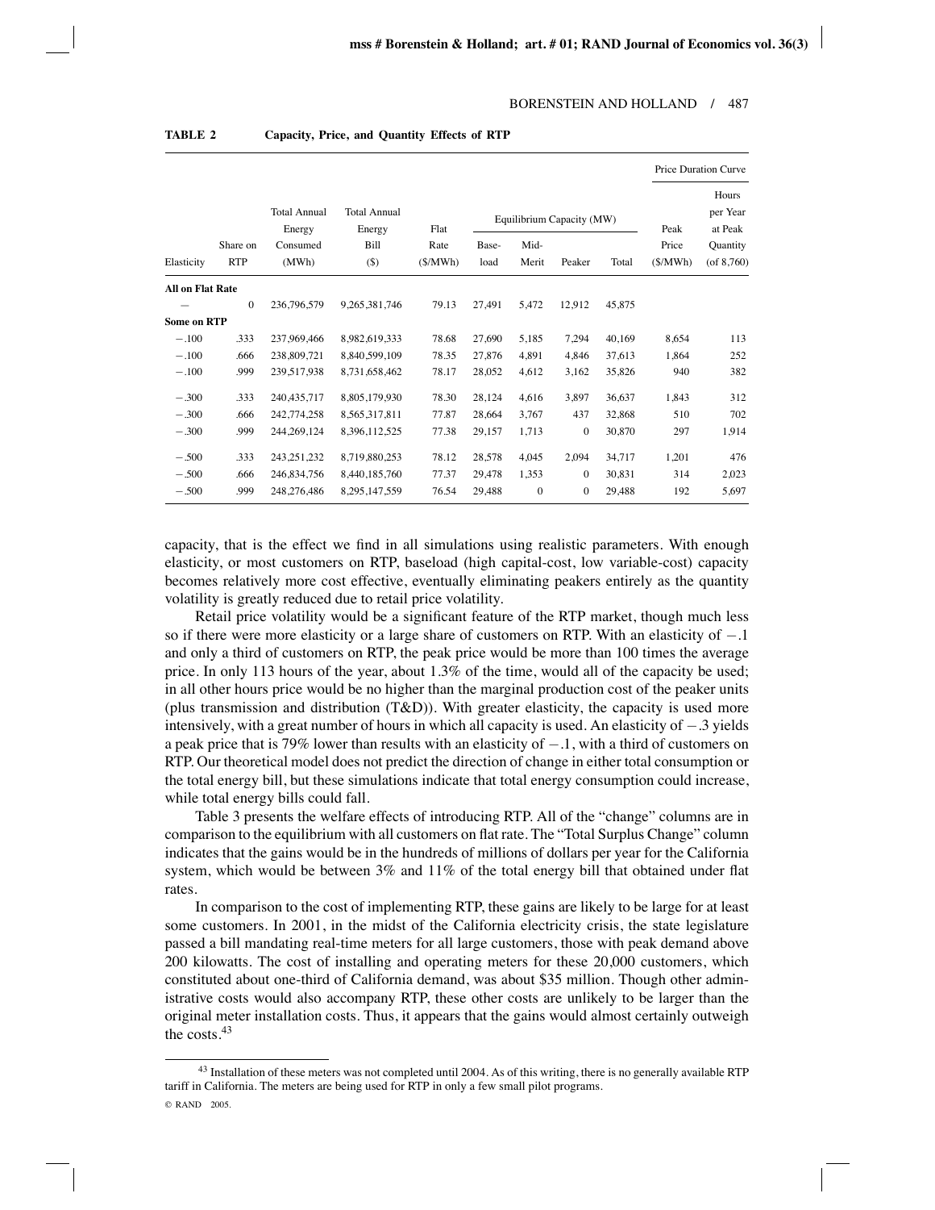**TABLE 2 Capacity, Price, and Quantity Effects of RTP**

| | | | | | | | | | Price Duration Curve | |
|---|---|---|---|---|---|---|---|---|---|---|
| Elasticity | Share on RTP | Total Annual Energy Consumed (MWh) | Total Annual Energy Bill ($) | Flat Rate ($/MWh) | Equilibrium Capacity (MW) Base-load | Mid-Merit | Peaker | Total | Peak Price ($/MWh) | Hours per Year at Peak Quantity (of 8,760) |
| **All on Flat Rate** | | | | | | | | | | |
| — | 0 | 236,796,579 | 9,265,381,746 | 79.13 | 27,491 | 5,472 | 12,912 | 45,875 | | |
| **Some on RTP** | | | | | | | | | | |
| −.100 | .333 | 237,969,466 | 8,982,619,333 | 78.68 | 27,690 | 5,185 | 7,294 | 40,169 | 8,654 | 113 |
| −.100 | .666 | 238,809,721 | 8,840,599,109 | 78.35 | 27,876 | 4,891 | 4,846 | 37,613 | 1,864 | 252 |
| −.100 | .999 | 239,517,938 | 8,731,658,462 | 78.17 | 28,052 | 4,612 | 3,162 | 35,826 | 940 | 382 |
| −.300 | .333 | 240,435,717 | 8,805,179,930 | 78.30 | 28,124 | 4,616 | 3,897 | 36,637 | 1,843 | 312 |
| −.300 | .666 | 242,774,258 | 8,565,317,811 | 77.87 | 28,664 | 3,767 | 437 | 32,868 | 510 | 702 |
| −.300 | .999 | 244,269,124 | 8,396,112,525 | 77.38 | 29,157 | 1,713 | 0 | 30,870 | 297 | 1,914 |
| −.500 | .333 | 243,251,232 | 8,719,880,253 | 78.12 | 28,578 | 4,045 | 2,094 | 34,717 | 1,201 | 476 |
| −.500 | .666 | 246,834,756 | 8,440,185,760 | 77.37 | 29,478 | 1,353 | 0 | 30,831 | 314 | 2,023 |
| −.500 | .999 | 248,276,486 | 8,295,147,559 | 76.54 | 29,488 | 0 | 0 | 29,488 | 192 | 5,697 |

capacity, that is the effect we find in all simulations using realistic parameters. With enough elasticity, or most customers on RTP, baseload (high capital-cost, low variable-cost) capacity becomes relatively more cost effective, eventually eliminating peakers entirely as the quantity volatility is greatly reduced due to retail price volatility.

Retail price volatility would be a significant feature of the RTP market, though much less so if there were more elasticity or a large share of customers on RTP. With an elasticity of $-.1$ and only a third of customers on RTP, the peak price would be more than 100 times the average price. In only 113 hours of the year, about 1.3% of the time, would all of the capacity be used; in all other hours price would be no higher than the marginal production cost of the peaker units (plus transmission and distribution (T&D)). With greater elasticity, the capacity is used more intensively, with a great number of hours in which all capacity is used. An elasticity of $-.3$ yields a peak price that is 79% lower than results with an elasticity of $-.1$, with a third of customers on RTP. Our theoretical model does not predict the direction of change in either total consumption or the total energy bill, but these simulations indicate that total energy consumption could increase, while total energy bills could fall.

Table 3 presents the welfare effects of introducing RTP. All of the "change" columns are in comparison to the equilibrium with all customers on flat rate. The "Total Surplus Change" column indicates that the gains would be in the hundreds of millions of dollars per year for the California system, which would be between 3% and 11% of the total energy bill that obtained under flat rates.

In comparison to the cost of implementing RTP, these gains are likely to be large for at least some customers. In 2001, in the midst of the California electricity crisis, the state legislature passed a bill mandating real-time meters for all large customers, those with peak demand above 200 kilowatts. The cost of installing and operating meters for these 20,000 customers, which constituted about one-third of California demand, was about $35 million. Though other administrative costs would also accompany RTP, these other costs are unlikely to be larger than the original meter installation costs. Thus, it appears that the gains would almost certainly outweigh the costs.[43]

[43] Installation of these meters was not completed until 2004. As of this writing, there is no generally available RTP tariff in California. The meters are being used for RTP in only a few small pilot programs.

© RAND 2005.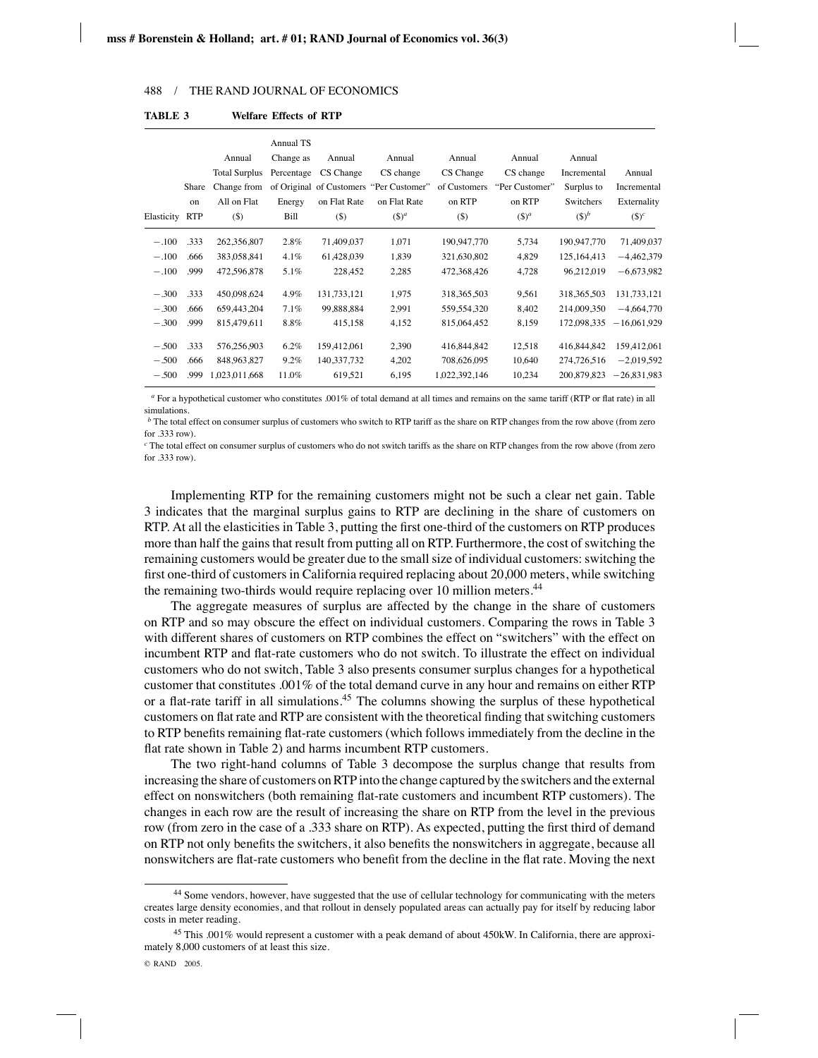**TABLE 3 Welfare Effects of RTP**

| Elasticity | Share on RTP | Annual Total Surplus Change from All on Flat ($) | Annual TS Change as Percentage of Original Energy Bill | Annual CS Change of Customers on Flat Rate ($) | Annual CS change "Per Customer" on Flat Rate ($)[a] | Annual CS Change of Customers on RTP ($) | Annual CS change "Per Customer" on RTP ($)[a] | Annual Incremental Surplus to Switchers ($)[b] | Annual Incremental Externality ($)[c] |
|---|---|---|---|---|---|---|---|---|---|
| −.100 | .333 | 262,356,807 | 2.8% | 71,409,037 | 1,071 | 190,947,770 | 5,734 | 190,947,770 | 71,409,037 |
| −.100 | .666 | 383,058,841 | 4.1% | 61,428,039 | 1,839 | 321,630,802 | 4,829 | 125,164,413 | −4,462,379 |
| −.100 | .999 | 472,596,878 | 5.1% | 228,452 | 2,285 | 472,368,426 | 4,728 | 96,212,019 | −6,673,982 |
| −.300 | .333 | 450,098,624 | 4.9% | 131,733,121 | 1,975 | 318,365,503 | 9,561 | 318,365,503 | 131,733,121 |
| −.300 | .666 | 659,443,204 | 7.1% | 99,888,884 | 2,991 | 559,554,320 | 8,402 | 214,009,350 | −4,664,770 |
| −.300 | .999 | 815,479,611 | 8.8% | 415,158 | 4,152 | 815,064,452 | 8,159 | 172,098,335 | −16,061,929 |
| −.500 | .333 | 576,256,903 | 6.2% | 159,412,061 | 2,390 | 416,844,842 | 12,518 | 416,844,842 | 159,412,061 |
| −.500 | .666 | 848,963,827 | 9.2% | 140,337,732 | 4,202 | 708,626,095 | 10,640 | 274,726,516 | −2,019,592 |
| −.500 | .999 | 1,023,011,668 | 11.0% | 619,521 | 6,195 | 1,022,392,146 | 10,234 | 200,879,823 | −26,831,983 |

[a] For a hypothetical customer who constitutes .001% of total demand at all times and remains on the same tariff (RTP or flat rate) in all simulations.

[b] The total effect on consumer surplus of customers who switch to RTP tariff as the share on RTP changes from the row above (from zero for .333 row).

[c] The total effect on consumer surplus of customers who do not switch tariffs as the share on RTP changes from the row above (from zero for .333 row).

Implementing RTP for the remaining customers might not be such a clear net gain. Table 3 indicates that the marginal surplus gains to RTP are declining in the share of customers on RTP. At all the elasticities in Table 3, putting the first one-third of the customers on RTP produces more than half the gains that result from putting all on RTP. Furthermore, the cost of switching the remaining customers would be greater due to the small size of individual customers: switching the first one-third of customers in California required replacing about 20,000 meters, while switching the remaining two-thirds would require replacing over 10 million meters.[44]

The aggregate measures of surplus are affected by the change in the share of customers on RTP and so may obscure the effect on individual customers. Comparing the rows in Table 3 with different shares of customers on RTP combines the effect on "switchers" with the effect on incumbent RTP and flat-rate customers who do not switch. To illustrate the effect on individual customers who do not switch, Table 3 also presents consumer surplus changes for a hypothetical customer that constitutes .001% of the total demand curve in any hour and remains on either RTP or a flat-rate tariff in all simulations.[45] The columns showing the surplus of these hypothetical customers on flat rate and RTP are consistent with the theoretical finding that switching customers to RTP benefits remaining flat-rate customers (which follows immediately from the decline in the flat rate shown in Table 2) and harms incumbent RTP customers.

The two right-hand columns of Table 3 decompose the surplus change that results from increasing the share of customers on RTP into the change captured by the switchers and the external effect on nonswitchers (both remaining flat-rate customers and incumbent RTP customers). The changes in each row are the result of increasing the share on RTP from the level in the previous row (from zero in the case of a .333 share on RTP). As expected, putting the first third of demand on RTP not only benefits the switchers, it also benefits the nonswitchers in aggregate, because all nonswitchers are flat-rate customers who benefit from the decline in the flat rate. Moving the next

[44] Some vendors, however, have suggested that the use of cellular technology for communicating with the meters creates large density economies, and that rollout in densely populated areas can actually pay for itself by reducing labor costs in meter reading.

[45] This .001% would represent a customer with a peak demand of about 450kW. In California, there are approximately 8,000 customers of at least this size.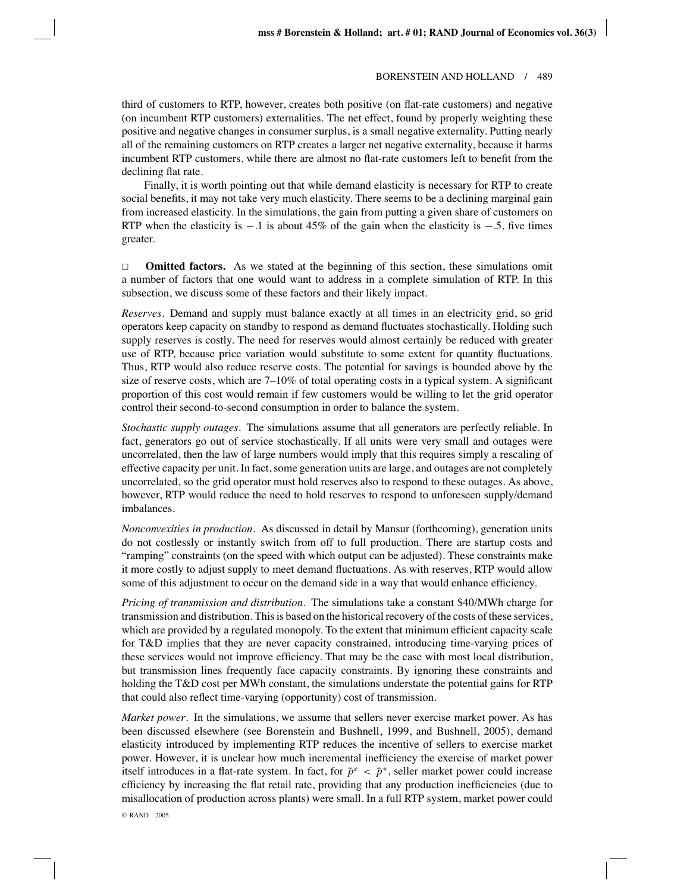third of customers to RTP, however, creates both positive (on flat-rate customers) and negative (on incumbent RTP customers) externalities. The net effect, found by properly weighting these positive and negative changes in consumer surplus, is a small negative externality. Putting nearly all of the remaining customers on RTP creates a larger net negative externality, because it harms incumbent RTP customers, while there are almost no flat-rate customers left to benefit from the declining flat rate.

Finally, it is worth pointing out that while demand elasticity is necessary for RTP to create social benefits, it may not take very much elasticity. There seems to be a declining marginal gain from increased elasticity. In the simulations, the gain from putting a given share of customers on RTP when the elasticity is $-.1$ is about 45% of the gain when the elasticity is $-.5$, five times greater.

□ **Omitted factors.** As we stated at the beginning of this section, these simulations omit a number of factors that one would want to address in a complete simulation of RTP. In this subsection, we discuss some of these factors and their likely impact.

*Reserves*. Demand and supply must balance exactly at all times in an electricity grid, so grid operators keep capacity on standby to respond as demand fluctuates stochastically. Holding such supply reserves is costly. The need for reserves would almost certainly be reduced with greater use of RTP, because price variation would substitute to some extent for quantity fluctuations. Thus, RTP would also reduce reserve costs. The potential for savings is bounded above by the size of reserve costs, which are 7–10% of total operating costs in a typical system. A significant proportion of this cost would remain if few customers would be willing to let the grid operator control their second-to-second consumption in order to balance the system.

*Stochastic supply outages*. The simulations assume that all generators are perfectly reliable. In fact, generators go out of service stochastically. If all units were very small and outages were uncorrelated, then the law of large numbers would imply that this requires simply a rescaling of effective capacity per unit. In fact, some generation units are large, and outages are not completely uncorrelated, so the grid operator must hold reserves also to respond to these outages. As above, however, RTP would reduce the need to hold reserves to respond to unforeseen supply/demand imbalances.

*Nonconvexities in production*. As discussed in detail by Mansur (forthcoming), generation units do not costlessly or instantly switch from off to full production. There are startup costs and "ramping" constraints (on the speed with which output can be adjusted). These constraints make it more costly to adjust supply to meet demand fluctuations. As with reserves, RTP would allow some of this adjustment to occur on the demand side in a way that would enhance efficiency.

*Pricing of transmission and distribution*. The simulations take a constant \$40/MWh charge for transmission and distribution. This is based on the historical recovery of the costs of these services, which are provided by a regulated monopoly. To the extent that minimum efficient capacity scale for T&D implies that they are never capacity constrained, introducing time-varying prices of these services would not improve efficiency. That may be the case with most local distribution, but transmission lines frequently face capacity constraints. By ignoring these constraints and holding the T&D cost per MWh constant, the simulations understate the potential gains for RTP that could also reflect time-varying (opportunity) cost of transmission.

*Market power*. In the simulations, we assume that sellers never exercise market power. As has been discussed elsewhere (see Borenstein and Bushnell, 1999, and Bushnell, 2005), demand elasticity introduced by implementing RTP reduces the incentive of sellers to exercise market power. However, it is unclear how much incremental inefficiency the exercise of market power itself introduces in a flat-rate system. In fact, for $\bar{p}^e < \bar{p}^*$, seller market power could increase efficiency by increasing the flat retail rate, providing that any production inefficiencies (due to misallocation of production across plants) were small. In a full RTP system, market power could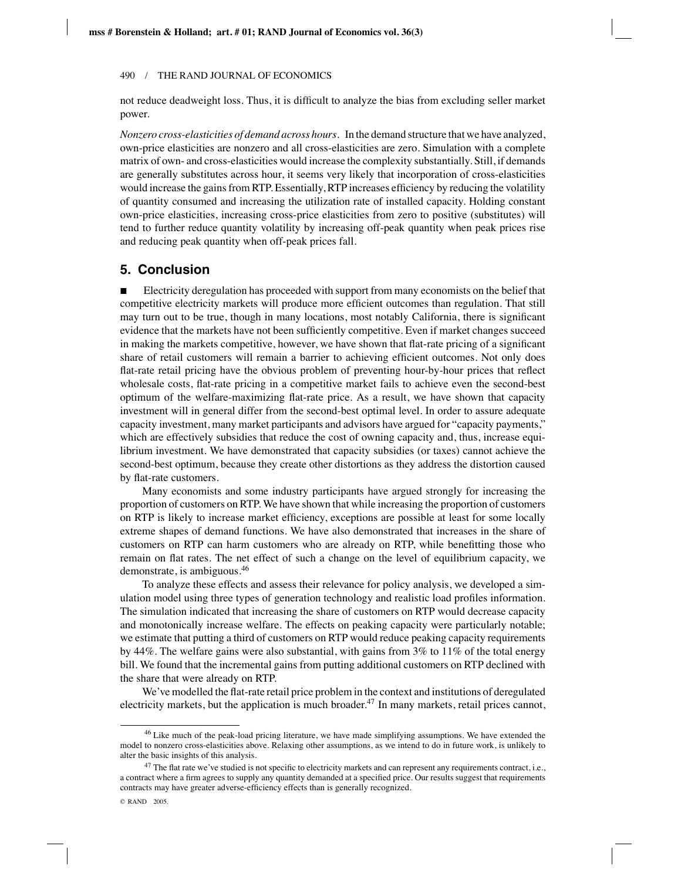not reduce deadweight loss. Thus, it is difficult to analyze the bias from excluding seller market power.

*Nonzero cross-elasticities of demand across hours.* In the demand structure that we have analyzed, own-price elasticities are nonzero and all cross-elasticities are zero. Simulation with a complete matrix of own- and cross-elasticities would increase the complexity substantially. Still, if demands are generally substitutes across hour, it seems very likely that incorporation of cross-elasticities would increase the gains from RTP. Essentially, RTP increases efficiency by reducing the volatility of quantity consumed and increasing the utilization rate of installed capacity. Holding constant own-price elasticities, increasing cross-price elasticities from zero to positive (substitutes) will tend to further reduce quantity volatility by increasing off-peak quantity when peak prices rise and reducing peak quantity when off-peak prices fall.

## 5. Conclusion

■ Electricity deregulation has proceeded with support from many economists on the belief that competitive electricity markets will produce more efficient outcomes than regulation. That still may turn out to be true, though in many locations, most notably California, there is significant evidence that the markets have not been sufficiently competitive. Even if market changes succeed in making the markets competitive, however, we have shown that flat-rate pricing of a significant share of retail customers will remain a barrier to achieving efficient outcomes. Not only does flat-rate retail pricing have the obvious problem of preventing hour-by-hour prices that reflect wholesale costs, flat-rate pricing in a competitive market fails to achieve even the second-best optimum of the welfare-maximizing flat-rate price. As a result, we have shown that capacity investment will in general differ from the second-best optimal level. In order to assure adequate capacity investment, many market participants and advisors have argued for "capacity payments," which are effectively subsidies that reduce the cost of owning capacity and, thus, increase equilibrium investment. We have demonstrated that capacity subsidies (or taxes) cannot achieve the second-best optimum, because they create other distortions as they address the distortion caused by flat-rate customers.

Many economists and some industry participants have argued strongly for increasing the proportion of customers on RTP. We have shown that while increasing the proportion of customers on RTP is likely to increase market efficiency, exceptions are possible at least for some locally extreme shapes of demand functions. We have also demonstrated that increases in the share of customers on RTP can harm customers who are already on RTP, while benefitting those who remain on flat rates. The net effect of such a change on the level of equilibrium capacity, we demonstrate, is ambiguous.[46]

To analyze these effects and assess their relevance for policy analysis, we developed a simulation model using three types of generation technology and realistic load profiles information. The simulation indicated that increasing the share of customers on RTP would decrease capacity and monotonically increase welfare. The effects on peaking capacity were particularly notable; we estimate that putting a third of customers on RTP would reduce peaking capacity requirements by 44%. The welfare gains were also substantial, with gains from 3% to 11% of the total energy bill. We found that the incremental gains from putting additional customers on RTP declined with the share that were already on RTP.

We've modelled the flat-rate retail price problem in the context and institutions of deregulated electricity markets, but the application is much broader.[47] In many markets, retail prices cannot,

---

[46] Like much of the peak-load pricing literature, we have made simplifying assumptions. We have extended the model to nonzero cross-elasticities above. Relaxing other assumptions, as we intend to do in future work, is unlikely to alter the basic insights of this analysis.

[47] The flat rate we've studied is not specific to electricity markets and can represent any requirements contract, i.e., a contract where a firm agrees to supply any quantity demanded at a specified price. Our results suggest that requirements contracts may have greater adverse-efficiency effects than is generally recognized.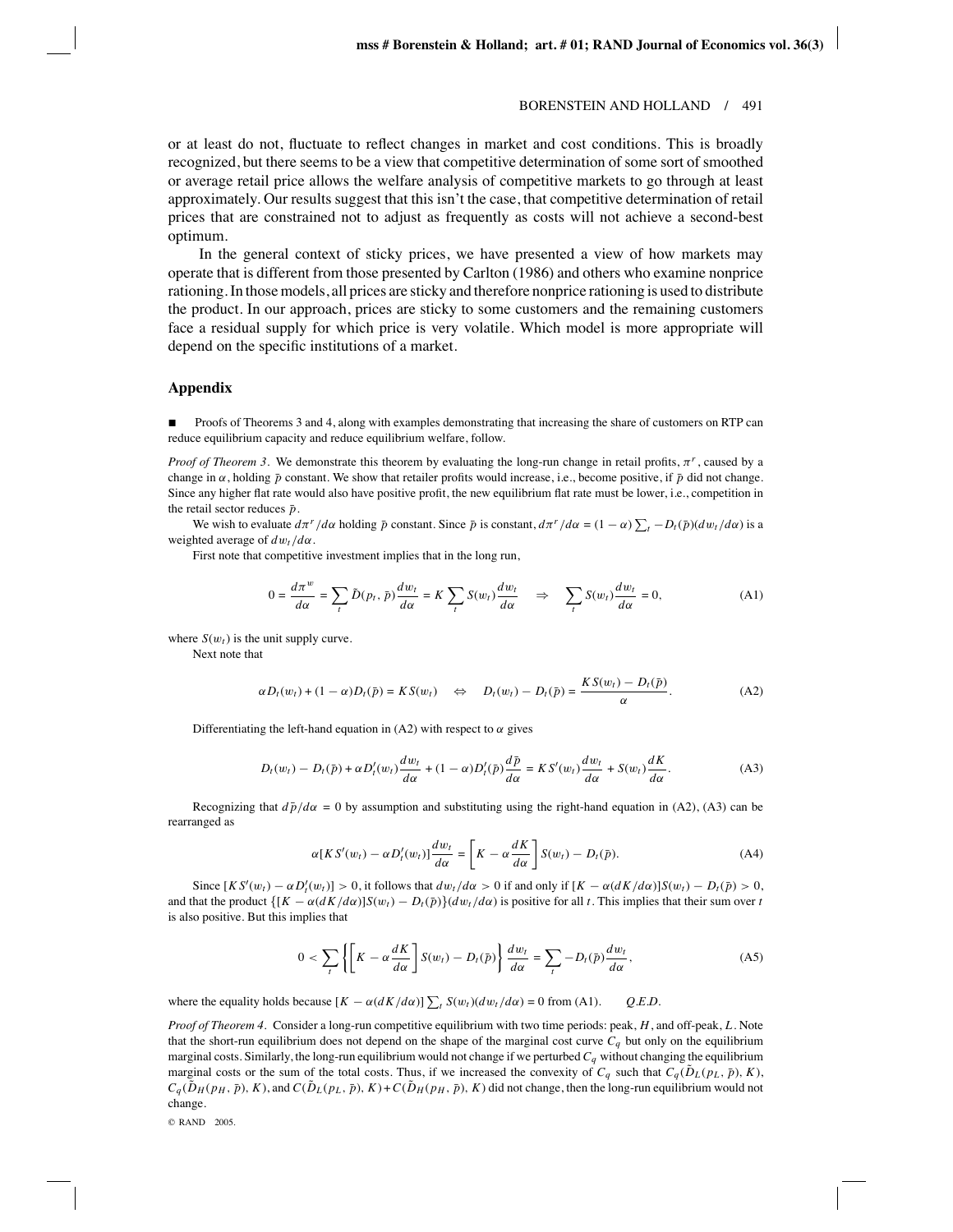or at least do not, fluctuate to reflect changes in market and cost conditions. This is broadly recognized, but there seems to be a view that competitive determination of some sort of smoothed or average retail price allows the welfare analysis of competitive markets to go through at least approximately. Our results suggest that this isn't the case, that competitive determination of retail prices that are constrained not to adjust as frequently as costs will not achieve a second-best optimum.

In the general context of sticky prices, we have presented a view of how markets may operate that is different from those presented by Carlton (1986) and others who examine nonprice rationing. In those models, all prices are sticky and therefore nonprice rationing is used to distribute the product. In our approach, prices are sticky to some customers and the remaining customers face a residual supply for which price is very volatile. Which model is more appropriate will depend on the specific institutions of a market.

## Appendix

■ Proofs of Theorems 3 and 4, along with examples demonstrating that increasing the share of customers on RTP can reduce equilibrium capacity and reduce equilibrium welfare, follow.

*Proof of Theorem 3*. We demonstrate this theorem by evaluating the long-run change in retail profits, $\pi^r$, caused by a change in $\alpha$, holding $\bar{p}$ constant. We show that retailer profits would increase, i.e., become positive, if $\bar{p}$ did not change. Since any higher flat rate would also have positive profit, the new equilibrium flat rate must be lower, i.e., competition in the retail sector reduces $\bar{p}$.

We wish to evaluate $d\pi^r/d\alpha$ holding $\bar{p}$ constant. Since $\bar{p}$ is constant, $d\pi^r/d\alpha = (1-\alpha)\sum_t -D_t(\bar{p})(dw_t/d\alpha)$ is a weighted average of $dw_t/d\alpha$.

First note that competitive investment implies that in the long run,

$$0 = \frac{d\pi^w}{d\alpha} = \sum_t \tilde{D}(p_t, \bar{p})\frac{dw_t}{d\alpha} = K\sum_t S(w_t)\frac{dw_t}{d\alpha} \quad \Rightarrow \quad \sum_t S(w_t)\frac{dw_t}{d\alpha} = 0, \tag{A1}$$

where $S(w_t)$ is the unit supply curve.

Next note that

$$\alpha D_t(w_t) + (1-\alpha)D_t(\bar{p}) = KS(w_t) \quad \Leftrightarrow \quad D_t(w_t) - D_t(\bar{p}) = \frac{KS(w_t) - D_t(\bar{p})}{\alpha}. \tag{A2}$$

Differentiating the left-hand equation in (A2) with respect to $\alpha$ gives

$$D_t(w_t) - D_t(\bar{p}) + \alpha D_t'(w_t)\frac{dw_t}{d\alpha} + (1-\alpha)D_t'(\bar{p})\frac{d\bar{p}}{d\alpha} = KS'(w_t)\frac{dw_t}{d\alpha} + S(w_t)\frac{dK}{d\alpha}. \tag{A3}$$

Recognizing that $d\bar{p}/d\alpha = 0$ by assumption and substituting using the right-hand equation in (A2), (A3) can be rearranged as

$$\alpha[KS'(w_t) - \alpha D_t'(w_t)]\frac{dw_t}{d\alpha} = \left[K - \alpha\frac{dK}{d\alpha}\right]S(w_t) - D_t(\bar{p}). \tag{A4}$$

Since $[KS'(w_t) - \alpha D_t'(w_t)] > 0$, it follows that $dw_t/d\alpha > 0$ if and only if $[K - \alpha(dK/d\alpha)]S(w_t) - D_t(\bar{p}) > 0$, and that the product $\{[K - \alpha(dK/d\alpha)]S(w_t) - D_t(\bar{p})\}(dw_t/d\alpha)$ is positive for all $t$. This implies that their sum over $t$ is also positive. But this implies that

$$0 < \sum_t \left\{\left[K - \alpha\frac{dK}{d\alpha}\right]S(w_t) - D_t(\bar{p})\right\}\frac{dw_t}{d\alpha} = \sum_t -D_t(\bar{p})\frac{dw_t}{d\alpha}, \tag{A5}$$

where the equality holds because $[K - \alpha(dK/d\alpha)]\sum_t S(w_t)(dw_t/d\alpha) = 0$ from (A1). *Q.E.D.*

*Proof of Theorem 4*. Consider a long-run competitive equilibrium with two time periods: peak, $H$, and off-peak, $L$. Note that the short-run equilibrium does not depend on the shape of the marginal cost curve $C_q$ but only on the equilibrium marginal costs. Similarly, the long-run equilibrium would not change if we perturbed $C_q$ without changing the equilibrium marginal costs or the sum of the total costs. Thus, if we increased the convexity of $C_q$ such that $C_q(\tilde{D}_L(p_L, \bar{p}), K)$, $C_q(\tilde{D}_H(p_H, \bar{p}), K)$, and $C(\tilde{D}_L(p_L, \bar{p}), K) + C(\tilde{D}_H(p_H, \bar{p}), K)$ did not change, then the long-run equilibrium would not change.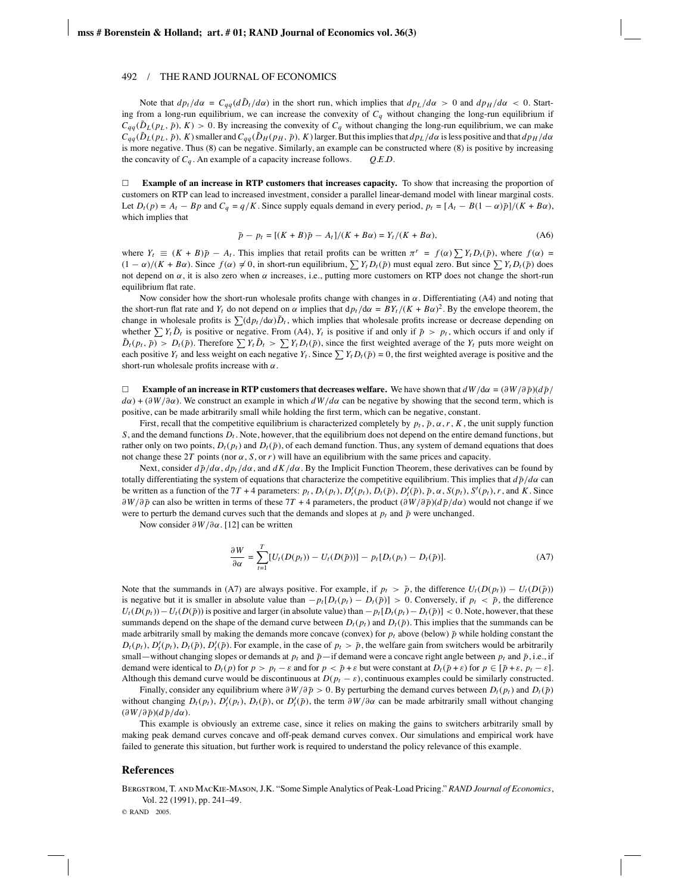Note that $dp_t/d\alpha = C_{qq}(d\tilde{D}_t/d\alpha)$ in the short run, which implies that $dp_L/d\alpha > 0$ and $dp_H/d\alpha < 0$. Starting from a long-run equilibrium, we can increase the convexity of $C_q$ without changing the long-run equilibrium if $C_{qq}(\tilde{D}_L(p_L, \bar{p}), K) > 0$. By increasing the convexity of $C_q$ without changing the long-run equilibrium, we can make $C_{qq}(\tilde{D}_L(p_L, \bar{p}), K)$ smaller and $C_{qq}(\tilde{D}_H(p_H, \bar{p}), K)$ larger. But this implies that $dp_L/d\alpha$ is less positive and that $dp_H/d\alpha$ is more negative. Thus (8) can be negative. Similarly, an example can be constructed where (8) is positive by increasing the concavity of $C_q$. An example of a capacity increase follows. *Q.E.D.*

□ **Example of an increase in RTP customers that increases capacity.** To show that increasing the proportion of customers on RTP can lead to increased investment, consider a parallel linear-demand model with linear marginal costs. Let $D_t(p) = A_t - Bp$ and $C_q = q/K$. Since supply equals demand in every period, $p_t = [A_t - B(1-\alpha)\bar{p}]/(K + B\alpha)$, which implies that

$$\bar{p} - p_t = [(K + B)\bar{p} - A_t]/(K + B\alpha) = Y_t/(K + B\alpha), \tag{A6}$$

where $Y_t \equiv (K + B)\bar{p} - A_t$. This implies that retail profits can be written $\pi^r = f(\alpha)\sum Y_t D_t(\bar{p})$, where $f(\alpha) = (1-\alpha)/(K + B\alpha)$. Since $f(\alpha) \neq 0$, in short-run equilibrium, $\sum Y_t D_t(\bar{p})$ must equal zero. But since $\sum Y_t D_t(\bar{p})$ does not depend on $\alpha$, it is also zero when $\alpha$ increases, i.e., putting more customers on RTP does not change the short-run equilibrium flat rate.

Now consider how the short-run wholesale profits change with changes in $\alpha$. Differentiating (A4) and noting that the short-run flat rate and $Y_t$ do not depend on $\alpha$ implies that $\mathrm{d}p_t/\mathrm{d}\alpha = BY_t/(K + B\alpha)^2$. By the envelope theorem, the change in wholesale profits is $\sum(\mathrm{d}p_t/\mathrm{d}\alpha)\tilde{D}_t$, which implies that wholesale profits increase or decrease depending on whether $\sum Y_t \tilde{D}_t$ is positive or negative. From (A4), $Y_t$ is positive if and only if $\bar{p} > p_t$, which occurs if and only if $\tilde{D}_t(p_t, \bar{p}) > D_t(\bar{p})$. Therefore $\sum Y_t \tilde{D}_t > \sum Y_t D_t(\bar{p})$, since the first weighted average of the $Y_t$ puts more weight on each positive $Y_t$ and less weight on each negative $Y_t$. Since $\sum Y_t D_t(\bar{p}) = 0$, the first weighted average is positive and the short-run wholesale profits increase with $\alpha$.

□ **Example of an increase in RTP customers that decreases welfare.** We have shown that $dW/\mathrm{d}\alpha = (\partial W/\partial \bar{p})(d\bar{p}/d\alpha) + (\partial W/\partial \alpha)$. We construct an example in which $dW/d\alpha$ can be negative by showing that the second term, which is positive, can be made arbitrarily small while holding the first term, which can be negative, constant.

First, recall that the competitive equilibrium is characterized completely by $p_t, \bar{p}, \alpha, r, K$, the unit supply function $S$, and the demand functions $D_t$. Note, however, that the equilibrium does not depend on the entire demand functions, but rather only on two points, $D_t(p_t)$ and $D_t(\bar{p})$, of each demand function. Thus, any system of demand equations that does not change these $2T$ points (nor $\alpha$, $S$, or $r$) will have an equilibrium with the same prices and capacity.

Next, consider $d\bar{p}/d\alpha$, $dp_t/d\alpha$, and $dK/d\alpha$. By the Implicit Function Theorem, these derivatives can be found by totally differentiating the system of equations that characterize the competitive equilibrium. This implies that $d\bar{p}/d\alpha$ can be written as a function of the $7T + 4$ parameters: $p_t$, $D_t(p_t)$, $D_t'(p_t)$, $D_t(\bar{p})$, $D_t'(\bar{p})$, $\bar{p}$, $\alpha$, $S(p_t)$, $S'(p_t)$, $r$, and $K$. Since $\partial W/\partial \bar{p}$ can also be written in terms of these $7T + 4$ parameters, the product $(\partial W/\partial \bar{p})(d\bar{p}/d\alpha)$ would not change if we were to perturb the demand curves such that the demands and slopes at $p_t$ and $\bar{p}$ were unchanged.

Now consider $\partial W/\partial \alpha$. [12] can be written

$$\frac{\partial W}{\partial \alpha} = \sum_{t=1}^{T}[U_t(D(p_t)) - U_t(D(\bar{p}))] - p_t[D_t(p_t) - D_t(\bar{p})]. \tag{A7}$$

Note that the summands in (A7) are always positive. For example, if $p_t > \bar{p}$, the difference $U_t(D(p_t)) - U_t(D(\bar{p}))$ is negative but it is smaller in absolute value than $-p_t[D_t(p_t) - D_t(\bar{p})] > 0$. Conversely, if $p_t < \bar{p}$, the difference $U_t(D(p_t)) - U_t(D(\bar{p}))$ is positive and larger (in absolute value) than $-p_t[D_t(p_t) - D_t(\bar{p})] < 0$. Note, however, that these summands depend on the shape of the demand curve between $D_t(p_t)$ and $D_t(\bar{p})$. This implies that the summands can be made arbitrarily small by making the demands more concave (convex) for $p_t$ above (below) $\bar{p}$ while holding constant the $D_t(p_t)$, $D_t'(p_t)$, $D_t(\bar{p})$, $D_t'(\bar{p})$. For example, in the case of $p_t > \bar{p}$, the welfare gain from switchers would be arbitrarily small—without changing slopes or demands at $p_t$ and $\bar{p}$—if demand were a concave right angle between $p_t$ and $\bar{p}$, i.e., if demand were identical to $D_t(p)$ for $p > p_t - \varepsilon$ and for $p < \bar{p} + \varepsilon$ but were constant at $D_t(\bar{p} + \varepsilon)$ for $p \in [\bar{p} + \varepsilon, p_t - \varepsilon]$. Although this demand curve would be discontinuous at $D(p_t - \varepsilon)$, continuous examples could be similarly constructed.

Finally, consider any equilibrium where $\partial W/\partial \bar{p} > 0$. By perturbing the demand curves between $D_t(p_t)$ and $D_t(\bar{p})$ without changing $D_t(p_t)$, $D_t'(p_t)$, $D_t(\bar{p})$, or $D_t'(\bar{p})$, the term $\partial W/\partial \alpha$ can be made arbitrarily small without changing $(\partial W/\partial \bar{p})(d\bar{p}/d\alpha)$.

This example is obviously an extreme case, since it relies on making the gains to switchers arbitrarily small by making peak demand curves concave and off-peak demand curves convex. Our simulations and empirical work have failed to generate this situation, but further work is required to understand the policy relevance of this example.

## References

Bergstrom, T. and MacKie-Mason, J.K. "Some Simple Analytics of Peak-Load Pricing." *RAND Journal of Economics*, Vol. 22 (1991), pp. 241–49.

© RAND 2005.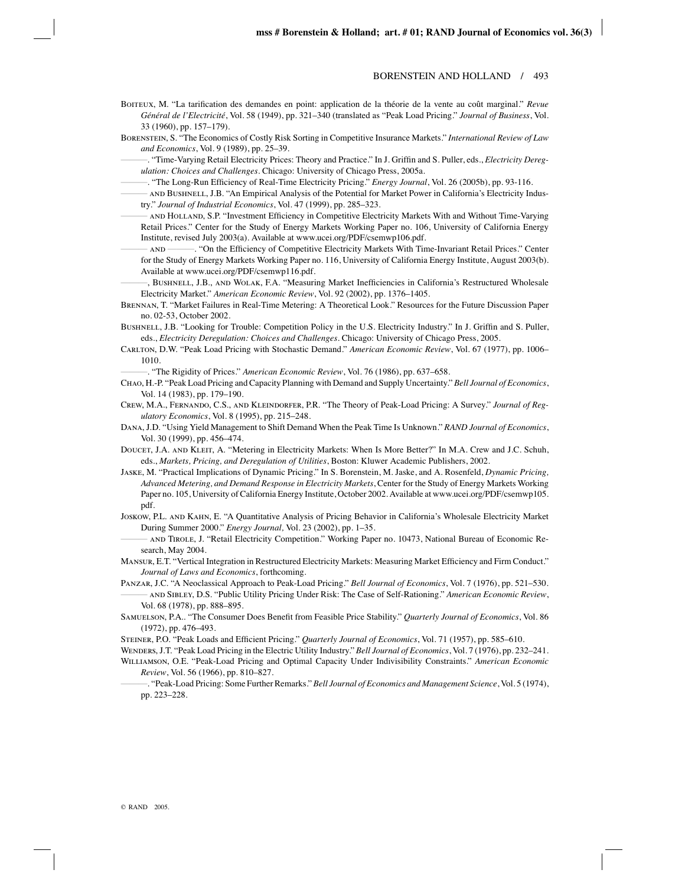Boiteux, M. "La tarification des demandes en point: application de la théorie de la vente au coût marginal." *Revue Général de l'Electricité*, Vol. 58 (1949), pp. 321–340 (translated as "Peak Load Pricing." *Journal of Business*, Vol. 33 (1960), pp. 157–179).

Borenstein, S. "The Economics of Costly Risk Sorting in Competitive Insurance Markets." *International Review of Law and Economics*, Vol. 9 (1989), pp. 25–39.

———. "Time-Varying Retail Electricity Prices: Theory and Practice." In J. Griffin and S. Puller, eds., *Electricity Deregulation: Choices and Challenges*. Chicago: University of Chicago Press, 2005a.

———. "The Long-Run Efficiency of Real-Time Electricity Pricing." *Energy Journal*, Vol. 26 (2005b), pp. 93-116.

——— and Bushnell, J.B. "An Empirical Analysis of the Potential for Market Power in California's Electricity Industry." *Journal of Industrial Economics*, Vol. 47 (1999), pp. 285–323.

——— and Holland, S.P. "Investment Efficiency in Competitive Electricity Markets With and Without Time-Varying Retail Prices." Center for the Study of Energy Markets Working Paper no. 106, University of California Energy Institute, revised July 2003(a). Available at www.ucei.org/PDF/csemwp106.pdf.

——— and ———. "On the Efficiency of Competitive Electricity Markets With Time-Invariant Retail Prices." Center for the Study of Energy Markets Working Paper no. 116, University of California Energy Institute, August 2003(b). Available at www.ucei.org/PDF/csemwp116.pdf.

———, Bushnell, J.B., and Wolak, F.A. "Measuring Market Inefficiencies in California's Restructured Wholesale Electricity Market." *American Economic Review*, Vol. 92 (2002), pp. 1376–1405.

Brennan, T. "Market Failures in Real-Time Metering: A Theoretical Look." Resources for the Future Discussion Paper no. 02-53, October 2002.

Bushnell, J.B. "Looking for Trouble: Competition Policy in the U.S. Electricity Industry." In J. Griffin and S. Puller, eds., *Electricity Deregulation: Choices and Challenges*. Chicago: University of Chicago Press, 2005.

Carlton, D.W. "Peak Load Pricing with Stochastic Demand." *American Economic Review*, Vol. 67 (1977), pp. 1006–1010.

———. "The Rigidity of Prices." *American Economic Review*, Vol. 76 (1986), pp. 637–658.

Chao, H.-P. "Peak Load Pricing and Capacity Planning with Demand and Supply Uncertainty." *Bell Journal of Economics*, Vol. 14 (1983), pp. 179–190.

Crew, M.A., Fernando, C.S., and Kleindorfer, P.R. "The Theory of Peak-Load Pricing: A Survey." *Journal of Regulatory Economics*, Vol. 8 (1995), pp. 215–248.

Dana, J.D. "Using Yield Management to Shift Demand When the Peak Time Is Unknown." *RAND Journal of Economics*, Vol. 30 (1999), pp. 456–474.

Doucet, J.A. and Kleit, A. "Metering in Electricity Markets: When Is More Better?" In M.A. Crew and J.C. Schuh, eds., *Markets, Pricing, and Deregulation of Utilities*, Boston: Kluwer Academic Publishers, 2002.

Jaske, M. "Practical Implications of Dynamic Pricing." In S. Borenstein, M. Jaske, and A. Rosenfeld, *Dynamic Pricing, Advanced Metering, and Demand Response in Electricity Markets*, Center for the Study of Energy Markets Working Paper no. 105, University of California Energy Institute, October 2002. Available at www.ucei.org/PDF/csemwp105.pdf.

Joskow, P.L. and Kahn, E. "A Quantitative Analysis of Pricing Behavior in California's Wholesale Electricity Market During Summer 2000." *Energy Journal*, Vol. 23 (2002), pp. 1–35.

——— and Tirole, J. "Retail Electricity Competition." Working Paper no. 10473, National Bureau of Economic Research, May 2004.

Mansur, E.T. "Vertical Integration in Restructured Electricity Markets: Measuring Market Efficiency and Firm Conduct." *Journal of Laws and Economics*, forthcoming.

Panzar, J.C. "A Neoclassical Approach to Peak-Load Pricing." *Bell Journal of Economics*, Vol. 7 (1976), pp. 521–530.

——— and Sibley, D.S. "Public Utility Pricing Under Risk: The Case of Self-Rationing." *American Economic Review*, Vol. 68 (1978), pp. 888–895.

Samuelson, P.A.. "The Consumer Does Benefit from Feasible Price Stability." *Quarterly Journal of Economics*, Vol. 86 (1972), pp. 476–493.

Steiner, P.O. "Peak Loads and Efficient Pricing." *Quarterly Journal of Economics*, Vol. 71 (1957), pp. 585–610.

Wenders, J.T. "Peak Load Pricing in the Electric Utility Industry." *Bell Journal of Economics*, Vol. 7 (1976), pp. 232–241.

Williamson, O.E. "Peak-Load Pricing and Optimal Capacity Under Indivisibility Constraints." *American Economic Review*, Vol. 56 (1966), pp. 810–827.

———. "Peak-Load Pricing: Some Further Remarks." *Bell Journal of Economics and Management Science*, Vol. 5 (1974), pp. 223–228.